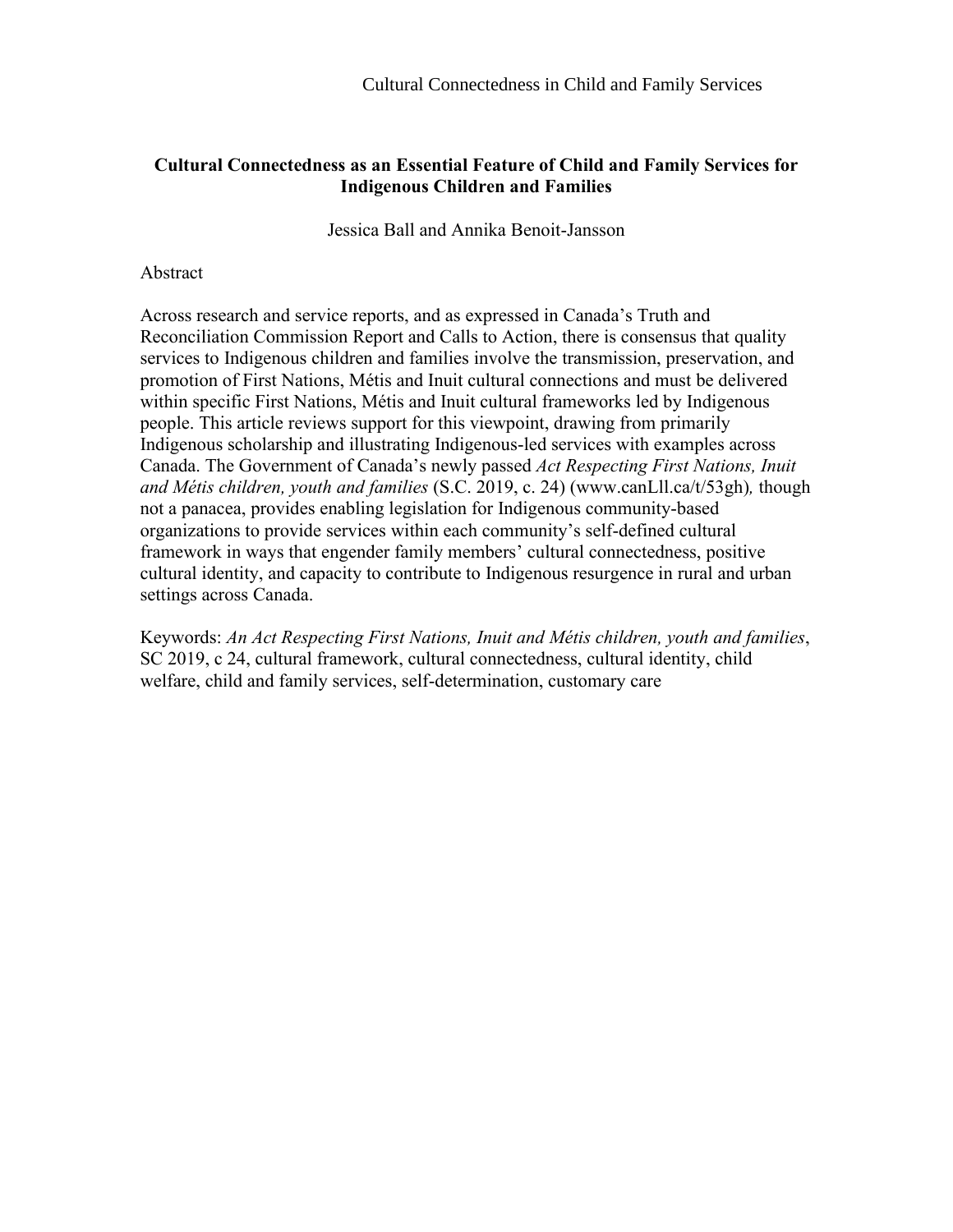# Cultural Connectedness as an Essential Feature of Child and Family Services for Indigenous Children and Families

Jessica Ball and Annika Benoit-Jansson

Abstract

Across research and service reports, and as expressed in Canada's Truth and Reconciliation Commission Report and Calls to Action, there is consensus that quality services to Indigenous children and families involve the transmission, preservation, and promotion of First Nations, Métis and Inuit cultural connections and must be delivered within specific First Nations, Métis and Inuit cultural frameworks led by Indigenous people. This article reviews support for this viewpoint, drawing from primarily Indigenous scholarship and illustrating Indigenous-led services with examples across Canada. The Government of Canada's newly passed *Act Respecting First Nations, Inuit and Métis children, youth and families* (S.C. 2019, c. 24) (www.canLll.ca/t/53gh)*,* though not a panacea, provides enabling legislation for Indigenous community-based organizations to provide services within each community's self-defined cultural framework in ways that engender family members' cultural connectedness, positive cultural identity, and capacity to contribute to Indigenous resurgence in rural and urban settings across Canada.

Keywords: *An Act Respecting First Nations, Inuit and Métis children, youth and families*, SC 2019, c 24, cultural framework, cultural connectedness, cultural identity, child welfare, child and family services, self-determination, customary care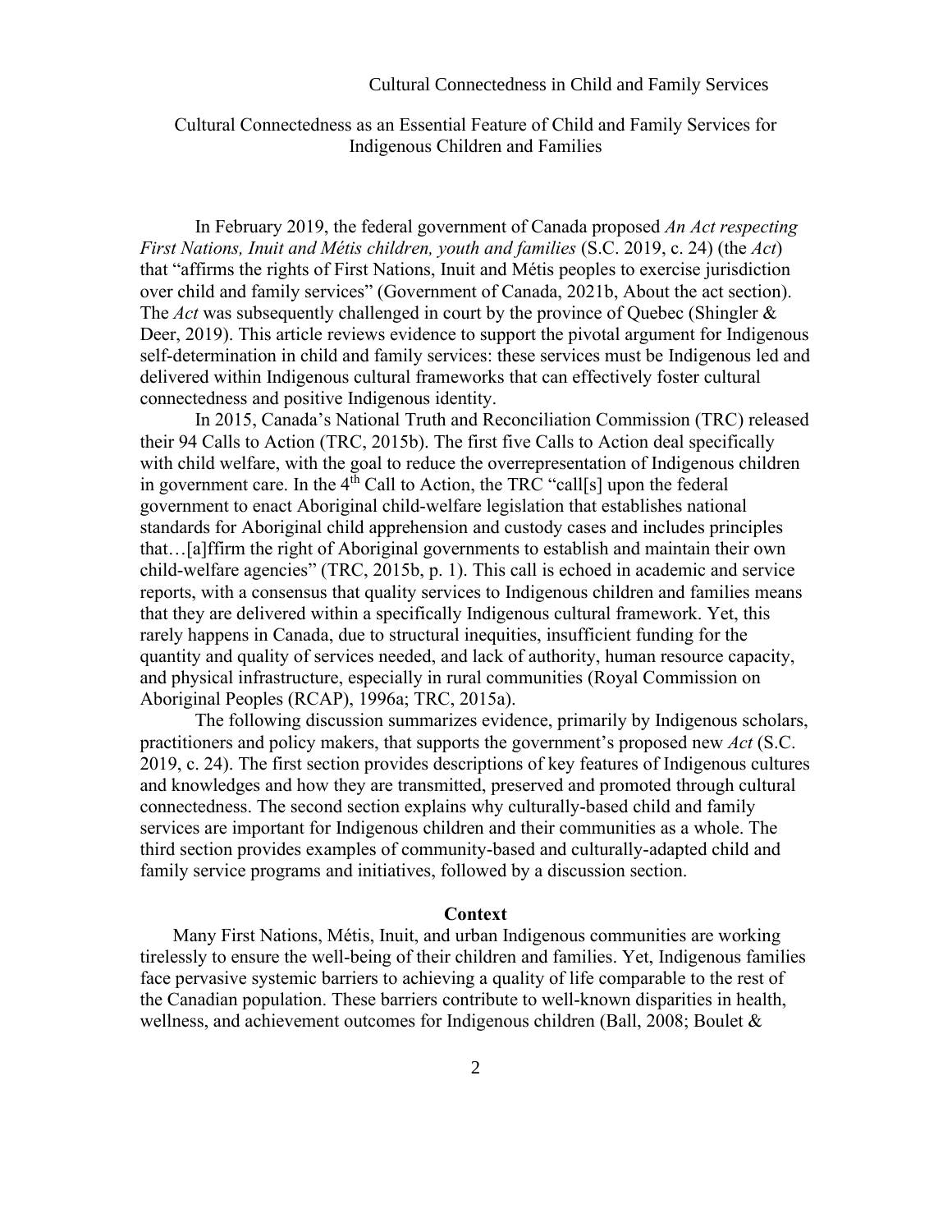# Cultural Connectedness as an Essential Feature of Child and Family Services for Indigenous Children and Families

In February 2019, the federal government of Canada proposed *An Act respecting First Nations, Inuit and Métis children, youth and families* (S.C. 2019, c. 24) (the *Act*) that "affirms the rights of First Nations, Inuit and Métis peoples to exercise jurisdiction over child and family services" (Government of Canada, 2021b, About the act section). The *Act* was subsequently challenged in court by the province of Quebec (Shingler & Deer, 2019). This article reviews evidence to support the pivotal argument for Indigenous self-determination in child and family services: these services must be Indigenous led and delivered within Indigenous cultural frameworks that can effectively foster cultural connectedness and positive Indigenous identity.

In 2015, Canada's National Truth and Reconciliation Commission (TRC) released their 94 Calls to Action (TRC, 2015b). The first five Calls to Action deal specifically with child welfare, with the goal to reduce the overrepresentation of Indigenous children in government care. In the 4th Call to Action, the TRC "call[s] upon the federal government to enact Aboriginal child-welfare legislation that establishes national standards for Aboriginal child apprehension and custody cases and includes principles that…[a]ffirm the right of Aboriginal governments to establish and maintain their own child-welfare agencies" (TRC, 2015b, p. 1). This call is echoed in academic and service reports, with a consensus that quality services to Indigenous children and families means that they are delivered within a specifically Indigenous cultural framework. Yet, this rarely happens in Canada, due to structural inequities, insufficient funding for the quantity and quality of services needed, and lack of authority, human resource capacity, and physical infrastructure, especially in rural communities (Royal Commission on Aboriginal Peoples (RCAP), 1996a; TRC, 2015a).

The following discussion summarizes evidence, primarily by Indigenous scholars, practitioners and policy makers, that supports the government's proposed new *Act* (S.C. 2019, c. 24). The first section provides descriptions of key features of Indigenous cultures and knowledges and how they are transmitted, preserved and promoted through cultural connectedness. The second section explains why culturally-based child and family services are important for Indigenous children and their communities as a whole. The third section provides examples of community-based and culturally-adapted child and family service programs and initiatives, followed by a discussion section.

## Context

Many First Nations, Métis, Inuit, and urban Indigenous communities are working tirelessly to ensure the well-being of their children and families. Yet, Indigenous families face pervasive systemic barriers to achieving a quality of life comparable to the rest of the Canadian population. These barriers contribute to well-known disparities in health, wellness, and achievement outcomes for Indigenous children (Ball, 2008; Boulet &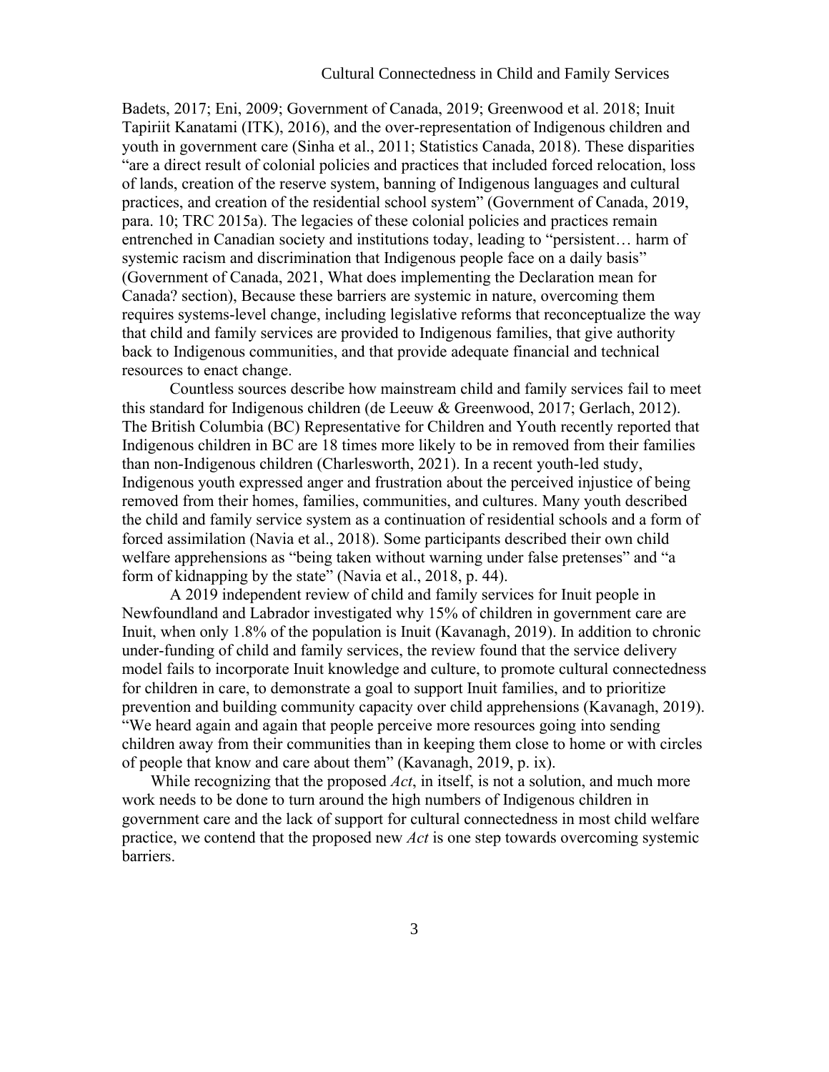Badets, 2017; Eni, 2009; Government of Canada, 2019; Greenwood et al. 2018; Inuit Tapiriit Kanatami (ITK), 2016), and the over-representation of Indigenous children and youth in government care (Sinha et al., 2011; Statistics Canada, 2018). These disparities "are a direct result of colonial policies and practices that included forced relocation, loss of lands, creation of the reserve system, banning of Indigenous languages and cultural practices, and creation of the residential school system" (Government of Canada, 2019, para. 10; TRC 2015a). The legacies of these colonial policies and practices remain entrenched in Canadian society and institutions today, leading to "persistent… harm of systemic racism and discrimination that Indigenous people face on a daily basis" (Government of Canada, 2021, What does implementing the Declaration mean for Canada? section), Because these barriers are systemic in nature, overcoming them requires systems-level change, including legislative reforms that reconceptualize the way that child and family services are provided to Indigenous families, that give authority back to Indigenous communities, and that provide adequate financial and technical resources to enact change.

Countless sources describe how mainstream child and family services fail to meet this standard for Indigenous children (de Leeuw & Greenwood, 2017; Gerlach, 2012). The British Columbia (BC) Representative for Children and Youth recently reported that Indigenous children in BC are 18 times more likely to be in removed from their families than non-Indigenous children (Charlesworth, 2021). In a recent youth-led study, Indigenous youth expressed anger and frustration about the perceived injustice of being removed from their homes, families, communities, and cultures. Many youth described the child and family service system as a continuation of residential schools and a form of forced assimilation (Navia et al., 2018). Some participants described their own child welfare apprehensions as "being taken without warning under false pretenses" and "a form of kidnapping by the state" (Navia et al., 2018, p. 44).

A 2019 independent review of child and family services for Inuit people in Newfoundland and Labrador investigated why 15% of children in government care are Inuit, when only 1.8% of the population is Inuit (Kavanagh, 2019). In addition to chronic under-funding of child and family services, the review found that the service delivery model fails to incorporate Inuit knowledge and culture, to promote cultural connectedness for children in care, to demonstrate a goal to support Inuit families, and to prioritize prevention and building community capacity over child apprehensions (Kavanagh, 2019). "We heard again and again that people perceive more resources going into sending children away from their communities than in keeping them close to home or with circles of people that know and care about them" (Kavanagh, 2019, p. ix).

While recognizing that the proposed *Act*, in itself, is not a solution, and much more work needs to be done to turn around the high numbers of Indigenous children in government care and the lack of support for cultural connectedness in most child welfare practice, we contend that the proposed new *Act* is one step towards overcoming systemic barriers.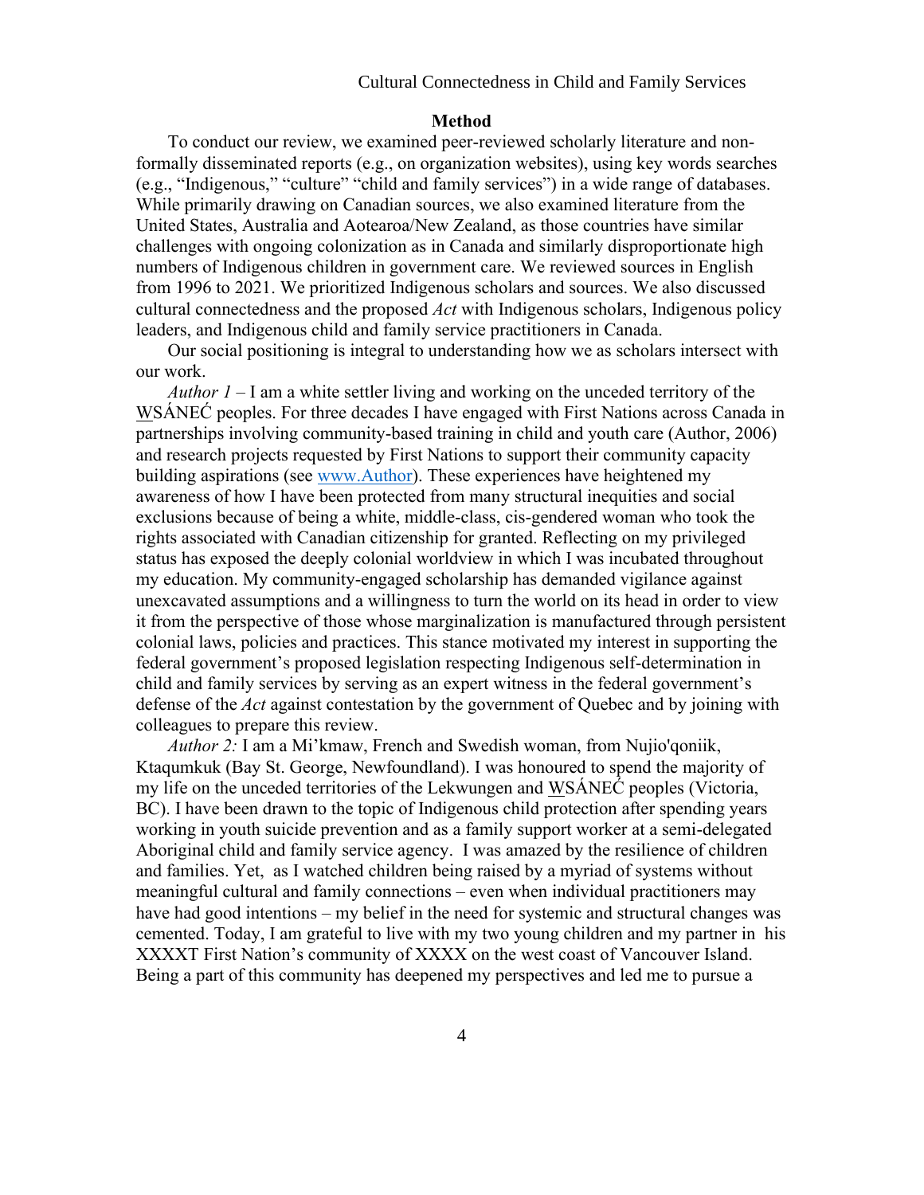## Method

To conduct our review, we examined peer-reviewed scholarly literature and non-formally disseminated reports (e.g., on organization websites), using key words searches (e.g., "Indigenous," "culture" "child and family services") in a wide range of databases. While primarily drawing on Canadian sources, we also examined literature from the United States, Australia and Aotearoa/New Zealand, as those countries have similar challenges with ongoing colonization as in Canada and similarly disproportionate high numbers of Indigenous children in government care. We reviewed sources in English from 1996 to 2021. We prioritized Indigenous scholars and sources. We also discussed cultural connectedness and the proposed *Act* with Indigenous scholars, Indigenous policy leaders, and Indigenous child and family service practitioners in Canada.

Our social positioning is integral to understanding how we as scholars intersect with our work.

*Author 1* – I am a white settler living and working on the unceded territory of the W̱SÁNEĆ peoples. For three decades I have engaged with First Nations across Canada in partnerships involving community-based training in child and youth care (Author, 2006) and research projects requested by First Nations to support their community capacity building aspirations (see www.Author). These experiences have heightened my awareness of how I have been protected from many structural inequities and social exclusions because of being a white, middle-class, cis-gendered woman who took the rights associated with Canadian citizenship for granted. Reflecting on my privileged status has exposed the deeply colonial worldview in which I was incubated throughout my education. My community-engaged scholarship has demanded vigilance against unexcavated assumptions and a willingness to turn the world on its head in order to view it from the perspective of those whose marginalization is manufactured through persistent colonial laws, policies and practices. This stance motivated my interest in supporting the federal government's proposed legislation respecting Indigenous self-determination in child and family services by serving as an expert witness in the federal government's defense of the *Act* against contestation by the government of Quebec and by joining with colleagues to prepare this review.

*Author 2:* I am a Mi'kmaw, French and Swedish woman, from Nujio'qoniik, Ktaqumkuk (Bay St. George, Newfoundland). I was honoured to spend the majority of my life on the unceded territories of the Lekwungen and W̱SÁNEĆ peoples (Victoria, BC). I have been drawn to the topic of Indigenous child protection after spending years working in youth suicide prevention and as a family support worker at a semi-delegated Aboriginal child and family service agency. I was amazed by the resilience of children and families. Yet, as I watched children being raised by a myriad of systems without meaningful cultural and family connections – even when individual practitioners may have had good intentions – my belief in the need for systemic and structural changes was cemented. Today, I am grateful to live with my two young children and my partner in his XXXXT First Nation's community of XXXX on the west coast of Vancouver Island. Being a part of this community has deepened my perspectives and led me to pursue a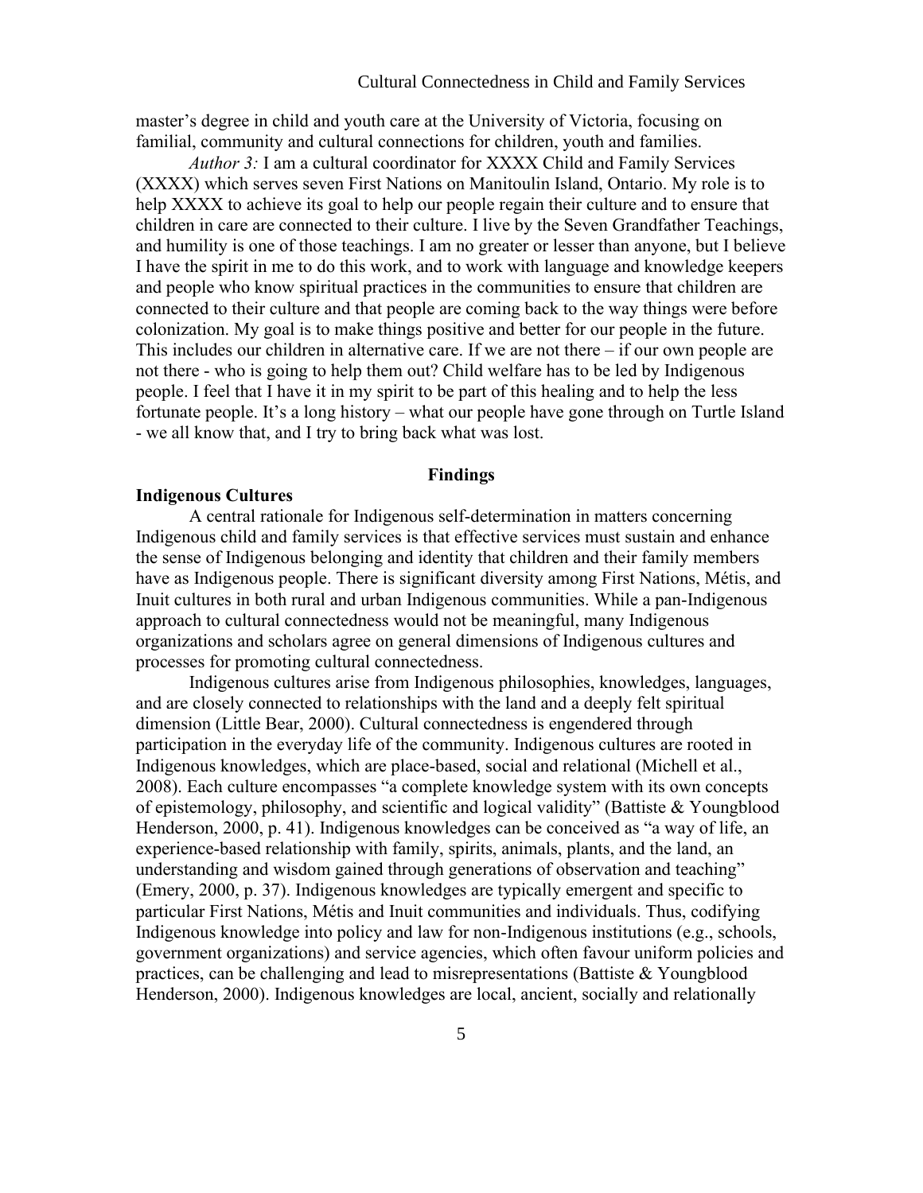master's degree in child and youth care at the University of Victoria, focusing on familial, community and cultural connections for children, youth and families.

*Author 3:* I am a cultural coordinator for XXXX Child and Family Services (XXXX) which serves seven First Nations on Manitoulin Island, Ontario. My role is to help XXXX to achieve its goal to help our people regain their culture and to ensure that children in care are connected to their culture. I live by the Seven Grandfather Teachings, and humility is one of those teachings. I am no greater or lesser than anyone, but I believe I have the spirit in me to do this work, and to work with language and knowledge keepers and people who know spiritual practices in the communities to ensure that children are connected to their culture and that people are coming back to the way things were before colonization. My goal is to make things positive and better for our people in the future. This includes our children in alternative care. If we are not there – if our own people are not there - who is going to help them out? Child welfare has to be led by Indigenous people. I feel that I have it in my spirit to be part of this healing and to help the less fortunate people. It's a long history – what our people have gone through on Turtle Island - we all know that, and I try to bring back what was lost.

## Findings

### Indigenous Cultures

A central rationale for Indigenous self-determination in matters concerning Indigenous child and family services is that effective services must sustain and enhance the sense of Indigenous belonging and identity that children and their family members have as Indigenous people. There is significant diversity among First Nations, Métis, and Inuit cultures in both rural and urban Indigenous communities. While a pan-Indigenous approach to cultural connectedness would not be meaningful, many Indigenous organizations and scholars agree on general dimensions of Indigenous cultures and processes for promoting cultural connectedness.

Indigenous cultures arise from Indigenous philosophies, knowledges, languages, and are closely connected to relationships with the land and a deeply felt spiritual dimension (Little Bear, 2000). Cultural connectedness is engendered through participation in the everyday life of the community. Indigenous cultures are rooted in Indigenous knowledges, which are place-based, social and relational (Michell et al., 2008). Each culture encompasses "a complete knowledge system with its own concepts of epistemology, philosophy, and scientific and logical validity" (Battiste & Youngblood Henderson, 2000, p. 41). Indigenous knowledges can be conceived as "a way of life, an experience-based relationship with family, spirits, animals, plants, and the land, an understanding and wisdom gained through generations of observation and teaching" (Emery, 2000, p. 37). Indigenous knowledges are typically emergent and specific to particular First Nations, Métis and Inuit communities and individuals. Thus, codifying Indigenous knowledge into policy and law for non-Indigenous institutions (e.g., schools, government organizations) and service agencies, which often favour uniform policies and practices, can be challenging and lead to misrepresentations (Battiste & Youngblood Henderson, 2000). Indigenous knowledges are local, ancient, socially and relationally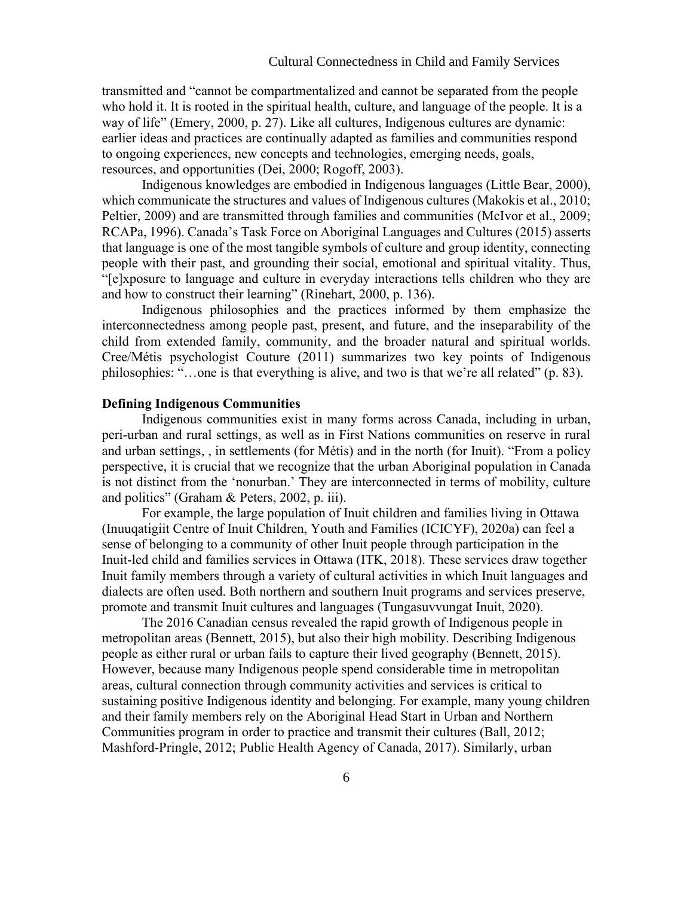transmitted and "cannot be compartmentalized and cannot be separated from the people who hold it. It is rooted in the spiritual health, culture, and language of the people. It is a way of life" (Emery, 2000, p. 27). Like all cultures, Indigenous cultures are dynamic: earlier ideas and practices are continually adapted as families and communities respond to ongoing experiences, new concepts and technologies, emerging needs, goals, resources, and opportunities (Dei, 2000; Rogoff, 2003).

Indigenous knowledges are embodied in Indigenous languages (Little Bear, 2000), which communicate the structures and values of Indigenous cultures (Makokis et al., 2010; Peltier, 2009) and are transmitted through families and communities (McIvor et al., 2009; RCAPa, 1996). Canada's Task Force on Aboriginal Languages and Cultures (2015) asserts that language is one of the most tangible symbols of culture and group identity, connecting people with their past, and grounding their social, emotional and spiritual vitality. Thus, "[e]xposure to language and culture in everyday interactions tells children who they are and how to construct their learning" (Rinehart, 2000, p. 136).

Indigenous philosophies and the practices informed by them emphasize the interconnectedness among people past, present, and future, and the inseparability of the child from extended family, community, and the broader natural and spiritual worlds. Cree/Métis psychologist Couture (2011) summarizes two key points of Indigenous philosophies: "…one is that everything is alive, and two is that we're all related" (p. 83).

**Defining Indigenous Communities**

Indigenous communities exist in many forms across Canada, including in urban, peri-urban and rural settings, as well as in First Nations communities on reserve in rural and urban settings, , in settlements (for Métis) and in the north (for Inuit). "From a policy perspective, it is crucial that we recognize that the urban Aboriginal population in Canada is not distinct from the 'nonurban.' They are interconnected in terms of mobility, culture and politics" (Graham & Peters, 2002, p. iii).

For example, the large population of Inuit children and families living in Ottawa (Inuuqatigiit Centre of Inuit Children, Youth and Families (ICICYF), 2020a) can feel a sense of belonging to a community of other Inuit people through participation in the Inuit-led child and families services in Ottawa (ITK, 2018). These services draw together Inuit family members through a variety of cultural activities in which Inuit languages and dialects are often used. Both northern and southern Inuit programs and services preserve, promote and transmit Inuit cultures and languages (Tungasuvvungat Inuit, 2020).

The 2016 Canadian census revealed the rapid growth of Indigenous people in metropolitan areas (Bennett, 2015), but also their high mobility. Describing Indigenous people as either rural or urban fails to capture their lived geography (Bennett, 2015). However, because many Indigenous people spend considerable time in metropolitan areas, cultural connection through community activities and services is critical to sustaining positive Indigenous identity and belonging. For example, many young children and their family members rely on the Aboriginal Head Start in Urban and Northern Communities program in order to practice and transmit their cultures (Ball, 2012; Mashford-Pringle, 2012; Public Health Agency of Canada, 2017). Similarly, urban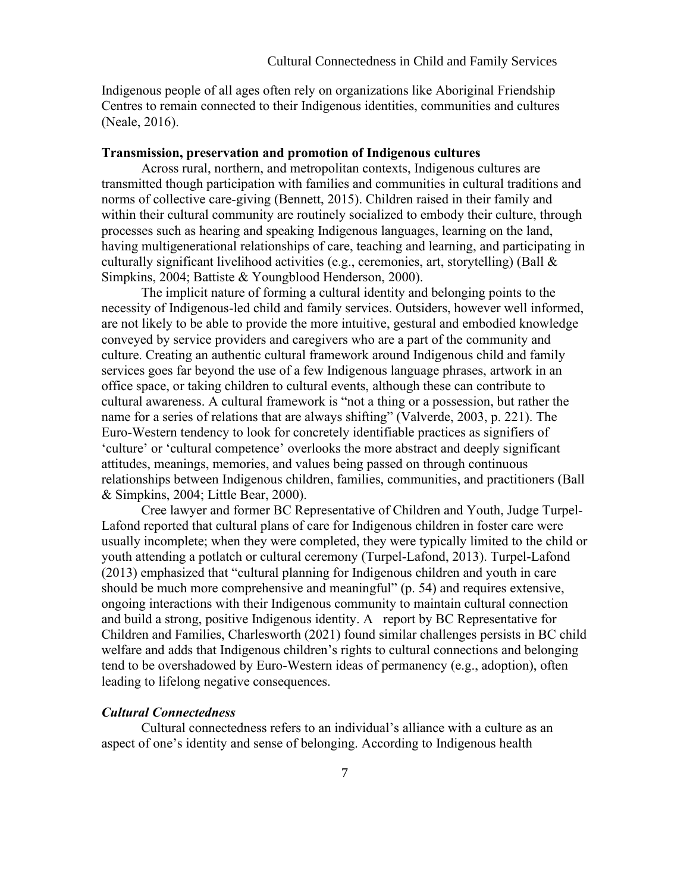Indigenous people of all ages often rely on organizations like Aboriginal Friendship Centres to remain connected to their Indigenous identities, communities and cultures (Neale, 2016).

**Transmission, preservation and promotion of Indigenous cultures**

Across rural, northern, and metropolitan contexts, Indigenous cultures are transmitted though participation with families and communities in cultural traditions and norms of collective care-giving (Bennett, 2015). Children raised in their family and within their cultural community are routinely socialized to embody their culture, through processes such as hearing and speaking Indigenous languages, learning on the land, having multigenerational relationships of care, teaching and learning, and participating in culturally significant livelihood activities (e.g., ceremonies, art, storytelling) (Ball & Simpkins, 2004; Battiste & Youngblood Henderson, 2000).

The implicit nature of forming a cultural identity and belonging points to the necessity of Indigenous-led child and family services. Outsiders, however well informed, are not likely to be able to provide the more intuitive, gestural and embodied knowledge conveyed by service providers and caregivers who are a part of the community and culture. Creating an authentic cultural framework around Indigenous child and family services goes far beyond the use of a few Indigenous language phrases, artwork in an office space, or taking children to cultural events, although these can contribute to cultural awareness. A cultural framework is "not a thing or a possession, but rather the name for a series of relations that are always shifting" (Valverde, 2003, p. 221). The Euro-Western tendency to look for concretely identifiable practices as signifiers of 'culture' or 'cultural competence' overlooks the more abstract and deeply significant attitudes, meanings, memories, and values being passed on through continuous relationships between Indigenous children, families, communities, and practitioners (Ball & Simpkins, 2004; Little Bear, 2000).

Cree lawyer and former BC Representative of Children and Youth, Judge Turpel-Lafond reported that cultural plans of care for Indigenous children in foster care were usually incomplete; when they were completed, they were typically limited to the child or youth attending a potlatch or cultural ceremony (Turpel-Lafond, 2013). Turpel-Lafond (2013) emphasized that "cultural planning for Indigenous children and youth in care should be much more comprehensive and meaningful" (p. 54) and requires extensive, ongoing interactions with their Indigenous community to maintain cultural connection and build a strong, positive Indigenous identity. A report by BC Representative for Children and Families, Charlesworth (2021) found similar challenges persists in BC child welfare and adds that Indigenous children's rights to cultural connections and belonging tend to be overshadowed by Euro-Western ideas of permanency (e.g., adoption), often leading to lifelong negative consequences.

***Cultural Connectedness***

Cultural connectedness refers to an individual's alliance with a culture as an aspect of one's identity and sense of belonging. According to Indigenous health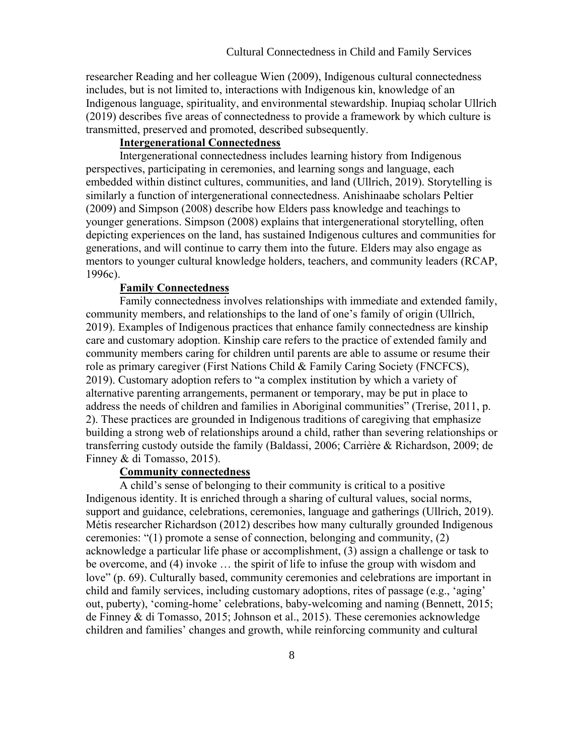researcher Reading and her colleague Wien (2009), Indigenous cultural connectedness includes, but is not limited to, interactions with Indigenous kin, knowledge of an Indigenous language, spirituality, and environmental stewardship. Inupiaq scholar Ullrich (2019) describes five areas of connectedness to provide a framework by which culture is transmitted, preserved and promoted, described subsequently.

### Intergenerational Connectedness

Intergenerational connectedness includes learning history from Indigenous perspectives, participating in ceremonies, and learning songs and language, each embedded within distinct cultures, communities, and land (Ullrich, 2019). Storytelling is similarly a function of intergenerational connectedness. Anishinaabe scholars Peltier (2009) and Simpson (2008) describe how Elders pass knowledge and teachings to younger generations. Simpson (2008) explains that intergenerational storytelling, often depicting experiences on the land, has sustained Indigenous cultures and communities for generations, and will continue to carry them into the future. Elders may also engage as mentors to younger cultural knowledge holders, teachers, and community leaders (RCAP, 1996c).

### Family Connectedness

Family connectedness involves relationships with immediate and extended family, community members, and relationships to the land of one's family of origin (Ullrich, 2019). Examples of Indigenous practices that enhance family connectedness are kinship care and customary adoption. Kinship care refers to the practice of extended family and community members caring for children until parents are able to assume or resume their role as primary caregiver (First Nations Child & Family Caring Society (FNCFCS), 2019). Customary adoption refers to "a complex institution by which a variety of alternative parenting arrangements, permanent or temporary, may be put in place to address the needs of children and families in Aboriginal communities" (Trerise, 2011, p. 2). These practices are grounded in Indigenous traditions of caregiving that emphasize building a strong web of relationships around a child, rather than severing relationships or transferring custody outside the family (Baldassi, 2006; Carrière & Richardson, 2009; de Finney & di Tomasso, 2015).

### Community connectedness

A child's sense of belonging to their community is critical to a positive Indigenous identity. It is enriched through a sharing of cultural values, social norms, support and guidance, celebrations, ceremonies, language and gatherings (Ullrich, 2019). Métis researcher Richardson (2012) describes how many culturally grounded Indigenous ceremonies: "(1) promote a sense of connection, belonging and community, (2) acknowledge a particular life phase or accomplishment, (3) assign a challenge or task to be overcome, and (4) invoke … the spirit of life to infuse the group with wisdom and love" (p. 69). Culturally based, community ceremonies and celebrations are important in child and family services, including customary adoptions, rites of passage (e.g., 'aging' out, puberty), 'coming-home' celebrations, baby-welcoming and naming (Bennett, 2015; de Finney & di Tomasso, 2015; Johnson et al., 2015). These ceremonies acknowledge children and families' changes and growth, while reinforcing community and cultural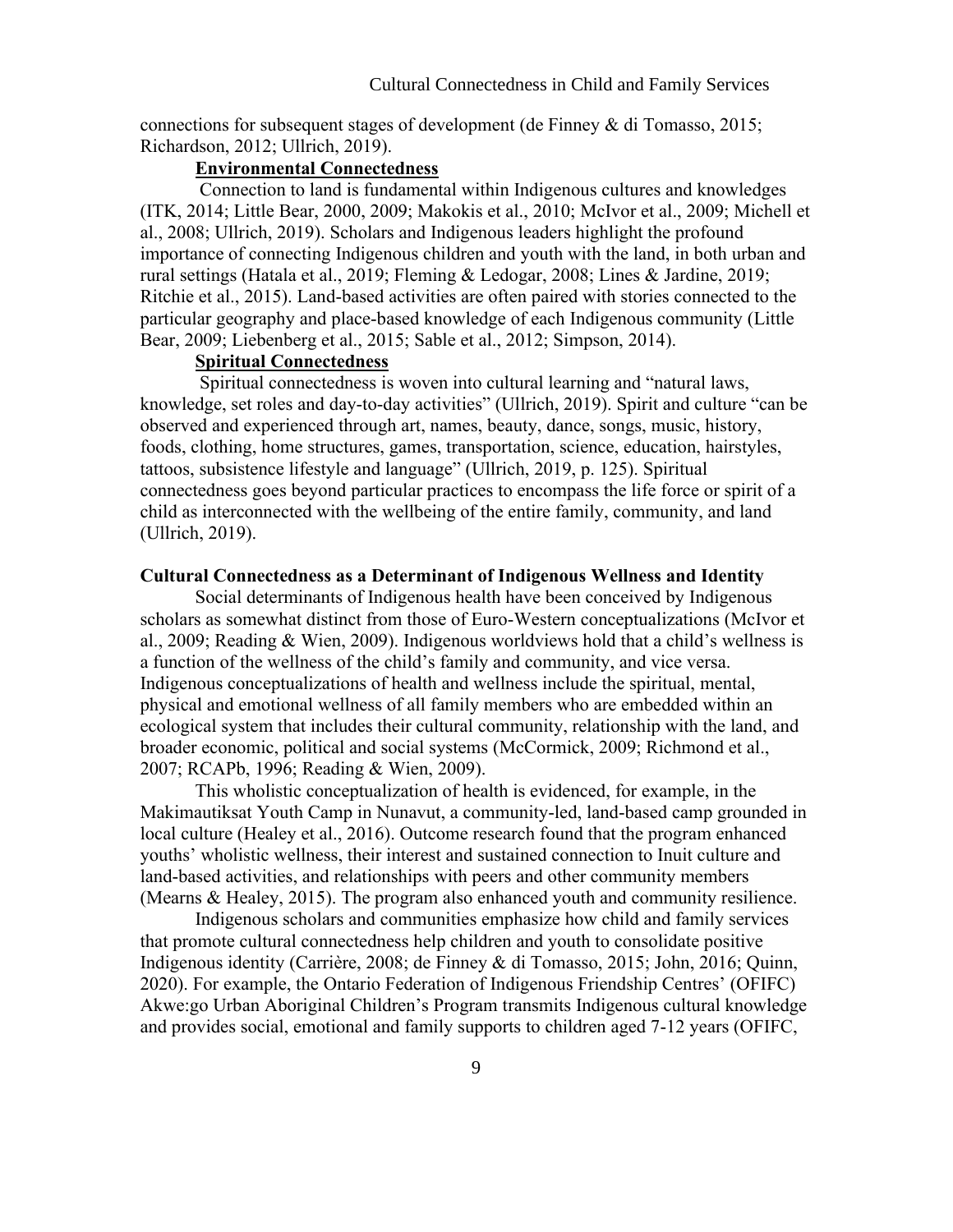connections for subsequent stages of development (de Finney & di Tomasso, 2015; Richardson, 2012; Ullrich, 2019).

### Environmental Connectedness

Connection to land is fundamental within Indigenous cultures and knowledges (ITK, 2014; Little Bear, 2000, 2009; Makokis et al., 2010; McIvor et al., 2009; Michell et al., 2008; Ullrich, 2019). Scholars and Indigenous leaders highlight the profound importance of connecting Indigenous children and youth with the land, in both urban and rural settings (Hatala et al., 2019; Fleming & Ledogar, 2008; Lines & Jardine, 2019; Ritchie et al., 2015). Land-based activities are often paired with stories connected to the particular geography and place-based knowledge of each Indigenous community (Little Bear, 2009; Liebenberg et al., 2015; Sable et al., 2012; Simpson, 2014).

### Spiritual Connectedness

Spiritual connectedness is woven into cultural learning and "natural laws, knowledge, set roles and day-to-day activities" (Ullrich, 2019). Spirit and culture "can be observed and experienced through art, names, beauty, dance, songs, music, history, foods, clothing, home structures, games, transportation, science, education, hairstyles, tattoos, subsistence lifestyle and language" (Ullrich, 2019, p. 125). Spiritual connectedness goes beyond particular practices to encompass the life force or spirit of a child as interconnected with the wellbeing of the entire family, community, and land (Ullrich, 2019).

## Cultural Connectedness as a Determinant of Indigenous Wellness and Identity

Social determinants of Indigenous health have been conceived by Indigenous scholars as somewhat distinct from those of Euro-Western conceptualizations (McIvor et al., 2009; Reading & Wien, 2009). Indigenous worldviews hold that a child's wellness is a function of the wellness of the child's family and community, and vice versa. Indigenous conceptualizations of health and wellness include the spiritual, mental, physical and emotional wellness of all family members who are embedded within an ecological system that includes their cultural community, relationship with the land, and broader economic, political and social systems (McCormick, 2009; Richmond et al., 2007; RCAPb, 1996; Reading & Wien, 2009).

This wholistic conceptualization of health is evidenced, for example, in the Makimautiksat Youth Camp in Nunavut, a community-led, land-based camp grounded in local culture (Healey et al., 2016). Outcome research found that the program enhanced youths' wholistic wellness, their interest and sustained connection to Inuit culture and land-based activities, and relationships with peers and other community members (Mearns & Healey, 2015). The program also enhanced youth and community resilience.

Indigenous scholars and communities emphasize how child and family services that promote cultural connectedness help children and youth to consolidate positive Indigenous identity (Carrière, 2008; de Finney & di Tomasso, 2015; John, 2016; Quinn, 2020). For example, the Ontario Federation of Indigenous Friendship Centres' (OFIFC) Akwe:go Urban Aboriginal Children's Program transmits Indigenous cultural knowledge and provides social, emotional and family supports to children aged 7-12 years (OFIFC,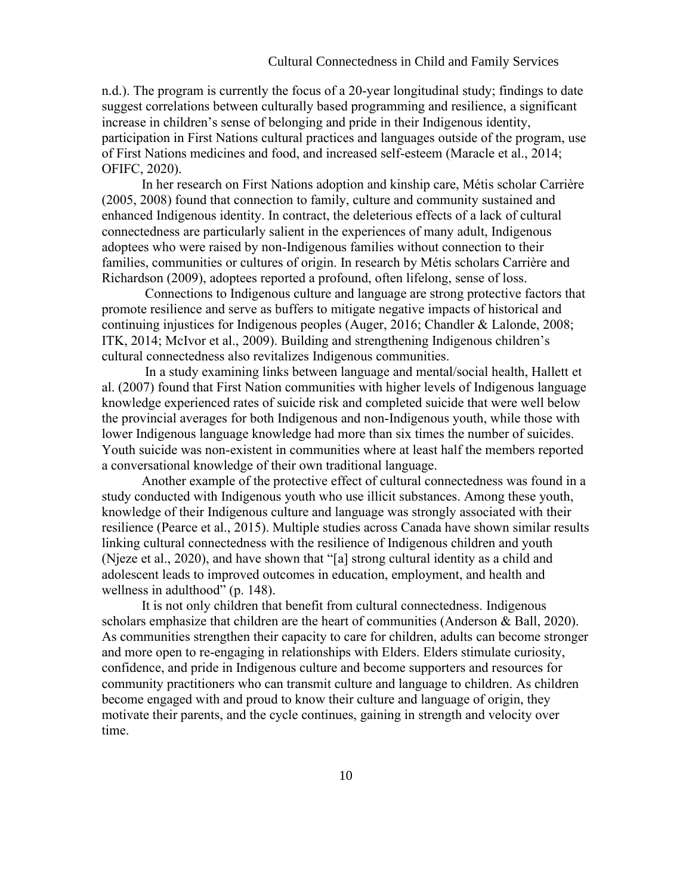n.d.). The program is currently the focus of a 20-year longitudinal study; findings to date suggest correlations between culturally based programming and resilience, a significant increase in children's sense of belonging and pride in their Indigenous identity, participation in First Nations cultural practices and languages outside of the program, use of First Nations medicines and food, and increased self-esteem (Maracle et al., 2014; OFIFC, 2020).

In her research on First Nations adoption and kinship care, Métis scholar Carrière (2005, 2008) found that connection to family, culture and community sustained and enhanced Indigenous identity. In contract, the deleterious effects of a lack of cultural connectedness are particularly salient in the experiences of many adult, Indigenous adoptees who were raised by non-Indigenous families without connection to their families, communities or cultures of origin. In research by Métis scholars Carrière and Richardson (2009), adoptees reported a profound, often lifelong, sense of loss.

Connections to Indigenous culture and language are strong protective factors that promote resilience and serve as buffers to mitigate negative impacts of historical and continuing injustices for Indigenous peoples (Auger, 2016; Chandler & Lalonde, 2008; ITK, 2014; McIvor et al., 2009). Building and strengthening Indigenous children's cultural connectedness also revitalizes Indigenous communities.

In a study examining links between language and mental/social health, Hallett et al. (2007) found that First Nation communities with higher levels of Indigenous language knowledge experienced rates of suicide risk and completed suicide that were well below the provincial averages for both Indigenous and non-Indigenous youth, while those with lower Indigenous language knowledge had more than six times the number of suicides. Youth suicide was non-existent in communities where at least half the members reported a conversational knowledge of their own traditional language.

Another example of the protective effect of cultural connectedness was found in a study conducted with Indigenous youth who use illicit substances. Among these youth, knowledge of their Indigenous culture and language was strongly associated with their resilience (Pearce et al., 2015). Multiple studies across Canada have shown similar results linking cultural connectedness with the resilience of Indigenous children and youth (Njeze et al., 2020), and have shown that "[a] strong cultural identity as a child and adolescent leads to improved outcomes in education, employment, and health and wellness in adulthood" (p. 148).

It is not only children that benefit from cultural connectedness. Indigenous scholars emphasize that children are the heart of communities (Anderson & Ball, 2020). As communities strengthen their capacity to care for children, adults can become stronger and more open to re-engaging in relationships with Elders. Elders stimulate curiosity, confidence, and pride in Indigenous culture and become supporters and resources for community practitioners who can transmit culture and language to children. As children become engaged with and proud to know their culture and language of origin, they motivate their parents, and the cycle continues, gaining in strength and velocity over time.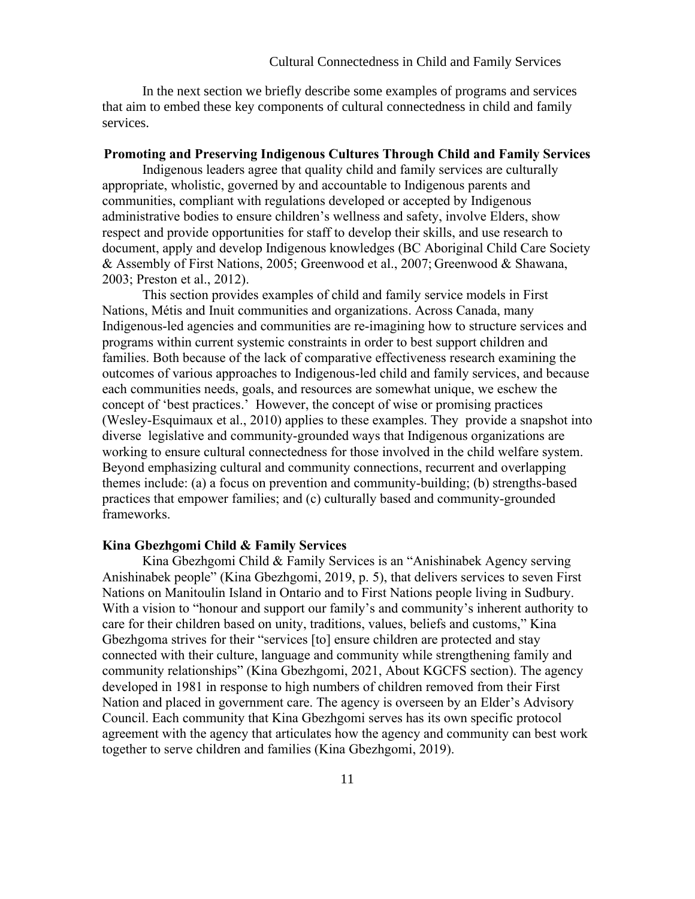In the next section we briefly describe some examples of programs and services that aim to embed these key components of cultural connectedness in child and family services.

## Promoting and Preserving Indigenous Cultures Through Child and Family Services

Indigenous leaders agree that quality child and family services are culturally appropriate, wholistic, governed by and accountable to Indigenous parents and communities, compliant with regulations developed or accepted by Indigenous administrative bodies to ensure children's wellness and safety, involve Elders, show respect and provide opportunities for staff to develop their skills, and use research to document, apply and develop Indigenous knowledges (BC Aboriginal Child Care Society & Assembly of First Nations, 2005; Greenwood et al., 2007; Greenwood & Shawana, 2003; Preston et al., 2012).

This section provides examples of child and family service models in First Nations, Métis and Inuit communities and organizations. Across Canada, many Indigenous-led agencies and communities are re-imagining how to structure services and programs within current systemic constraints in order to best support children and families. Both because of the lack of comparative effectiveness research examining the outcomes of various approaches to Indigenous-led child and family services, and because each communities needs, goals, and resources are somewhat unique, we eschew the concept of 'best practices.' However, the concept of wise or promising practices (Wesley-Esquimaux et al., 2010) applies to these examples. They provide a snapshot into diverse legislative and community-grounded ways that Indigenous organizations are working to ensure cultural connectedness for those involved in the child welfare system. Beyond emphasizing cultural and community connections, recurrent and overlapping themes include: (a) a focus on prevention and community-building; (b) strengths-based practices that empower families; and (c) culturally based and community-grounded frameworks.

### Kina Gbezhgomi Child & Family Services

Kina Gbezhgomi Child & Family Services is an "Anishinabek Agency serving Anishinabek people" (Kina Gbezhgomi, 2019, p. 5), that delivers services to seven First Nations on Manitoulin Island in Ontario and to First Nations people living in Sudbury. With a vision to "honour and support our family's and community's inherent authority to care for their children based on unity, traditions, values, beliefs and customs," Kina Gbezhgoma strives for their "services [to] ensure children are protected and stay connected with their culture, language and community while strengthening family and community relationships" (Kina Gbezhgomi, 2021, About KGCFS section). The agency developed in 1981 in response to high numbers of children removed from their First Nation and placed in government care. The agency is overseen by an Elder's Advisory Council. Each community that Kina Gbezhgomi serves has its own specific protocol agreement with the agency that articulates how the agency and community can best work together to serve children and families (Kina Gbezhgomi, 2019).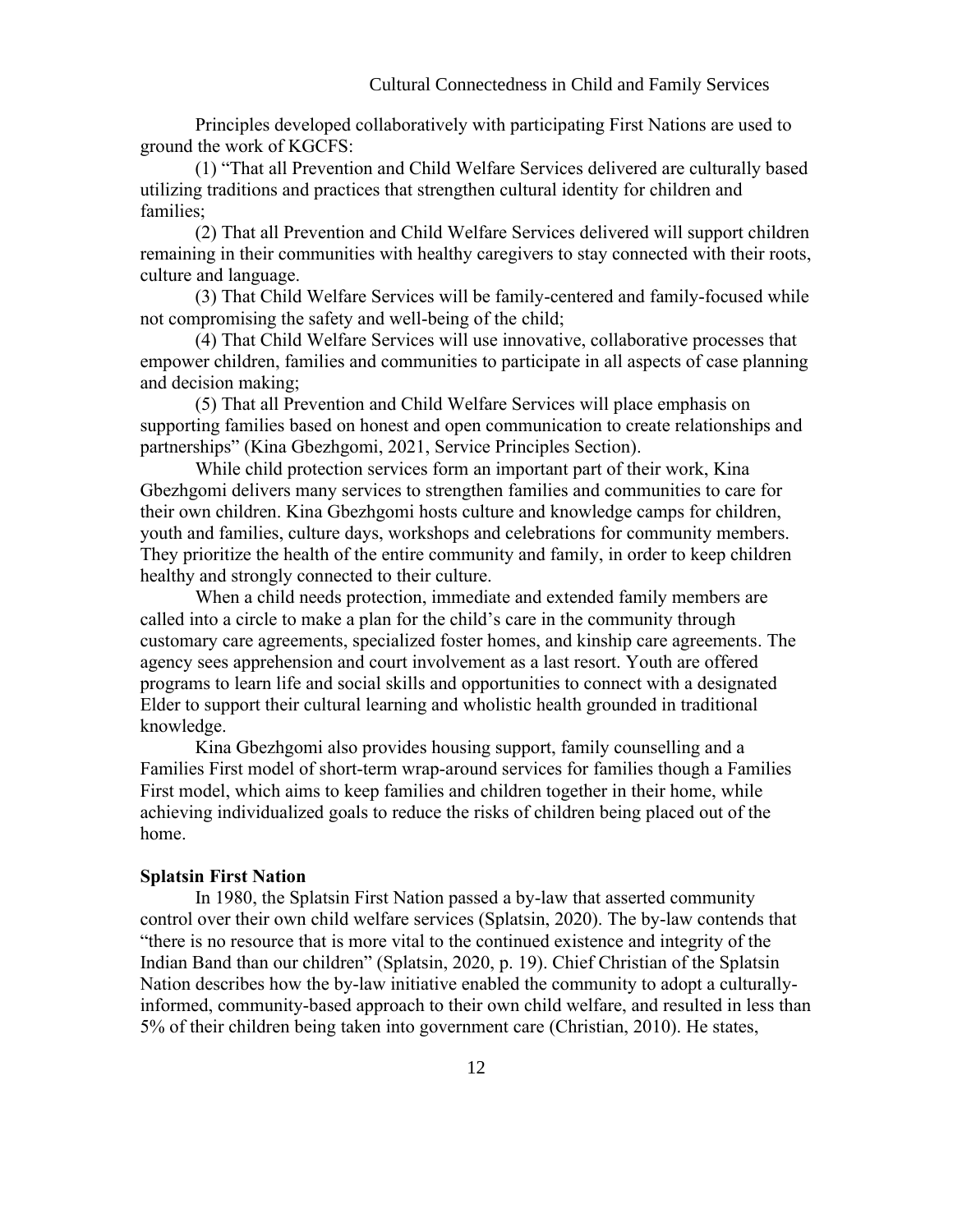Principles developed collaboratively with participating First Nations are used to ground the work of KGCFS:

(1) "That all Prevention and Child Welfare Services delivered are culturally based utilizing traditions and practices that strengthen cultural identity for children and families;

(2) That all Prevention and Child Welfare Services delivered will support children remaining in their communities with healthy caregivers to stay connected with their roots, culture and language.

(3) That Child Welfare Services will be family-centered and family-focused while not compromising the safety and well-being of the child;

(4) That Child Welfare Services will use innovative, collaborative processes that empower children, families and communities to participate in all aspects of case planning and decision making;

(5) That all Prevention and Child Welfare Services will place emphasis on supporting families based on honest and open communication to create relationships and partnerships" (Kina Gbezhgomi, 2021, Service Principles Section).

While child protection services form an important part of their work, Kina Gbezhgomi delivers many services to strengthen families and communities to care for their own children. Kina Gbezhgomi hosts culture and knowledge camps for children, youth and families, culture days, workshops and celebrations for community members. They prioritize the health of the entire community and family, in order to keep children healthy and strongly connected to their culture.

When a child needs protection, immediate and extended family members are called into a circle to make a plan for the child's care in the community through customary care agreements, specialized foster homes, and kinship care agreements. The agency sees apprehension and court involvement as a last resort. Youth are offered programs to learn life and social skills and opportunities to connect with a designated Elder to support their cultural learning and wholistic health grounded in traditional knowledge.

Kina Gbezhgomi also provides housing support, family counselling and a Families First model of short-term wrap-around services for families though a Families First model, which aims to keep families and children together in their home, while achieving individualized goals to reduce the risks of children being placed out of the home.

**Splatsin First Nation**

In 1980, the Splatsin First Nation passed a by-law that asserted community control over their own child welfare services (Splatsin, 2020). The by-law contends that "there is no resource that is more vital to the continued existence and integrity of the Indian Band than our children" (Splatsin, 2020, p. 19). Chief Christian of the Splatsin Nation describes how the by-law initiative enabled the community to adopt a culturally-informed, community-based approach to their own child welfare, and resulted in less than 5% of their children being taken into government care (Christian, 2010). He states,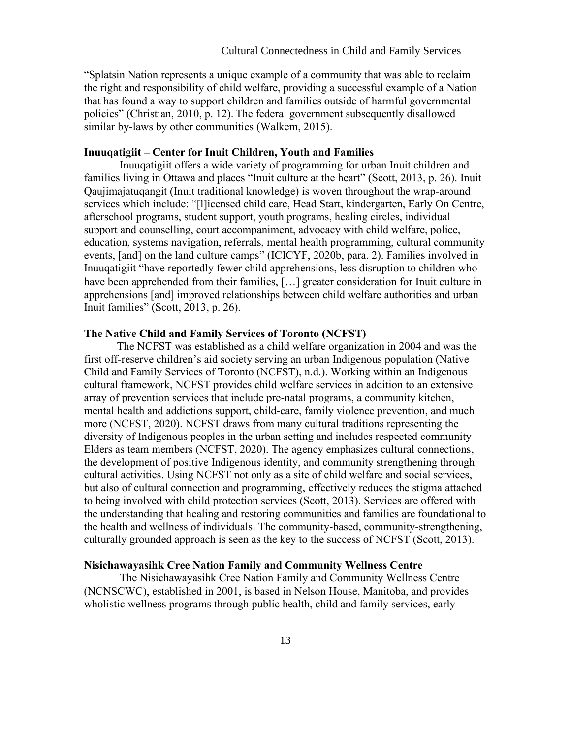"Splatsin Nation represents a unique example of a community that was able to reclaim the right and responsibility of child welfare, providing a successful example of a Nation that has found a way to support children and families outside of harmful governmental policies" (Christian, 2010, p. 12). The federal government subsequently disallowed similar by-laws by other communities (Walkem, 2015).

**Inuuqatigiit – Center for Inuit Children, Youth and Families**

Inuuqatigiit offers a wide variety of programming for urban Inuit children and families living in Ottawa and places "Inuit culture at the heart" (Scott, 2013, p. 26). Inuit Qaujimajatuqangit (Inuit traditional knowledge) is woven throughout the wrap-around services which include: "[l]icensed child care, Head Start, kindergarten, Early On Centre, afterschool programs, student support, youth programs, healing circles, individual support and counselling, court accompaniment, advocacy with child welfare, police, education, systems navigation, referrals, mental health programming, cultural community events, [and] on the land culture camps" (ICICYF, 2020b, para. 2). Families involved in Inuuqatigiit "have reportedly fewer child apprehensions, less disruption to children who have been apprehended from their families, […] greater consideration for Inuit culture in apprehensions [and] improved relationships between child welfare authorities and urban Inuit families" (Scott, 2013, p. 26).

**The Native Child and Family Services of Toronto (NCFST)**

The NCFST was established as a child welfare organization in 2004 and was the first off-reserve children's aid society serving an urban Indigenous population (Native Child and Family Services of Toronto (NCFST), n.d.). Working within an Indigenous cultural framework, NCFST provides child welfare services in addition to an extensive array of prevention services that include pre-natal programs, a community kitchen, mental health and addictions support, child-care, family violence prevention, and much more (NCFST, 2020). NCFST draws from many cultural traditions representing the diversity of Indigenous peoples in the urban setting and includes respected community Elders as team members (NCFST, 2020). The agency emphasizes cultural connections, the development of positive Indigenous identity, and community strengthening through cultural activities. Using NCFST not only as a site of child welfare and social services, but also of cultural connection and programming, effectively reduces the stigma attached to being involved with child protection services (Scott, 2013). Services are offered with the understanding that healing and restoring communities and families are foundational to the health and wellness of individuals. The community-based, community-strengthening, culturally grounded approach is seen as the key to the success of NCFST (Scott, 2013).

**Nisichawayasihk Cree Nation Family and Community Wellness Centre**

The Nisichawayasihk Cree Nation Family and Community Wellness Centre (NCNSCWC), established in 2001, is based in Nelson House, Manitoba, and provides wholistic wellness programs through public health, child and family services, early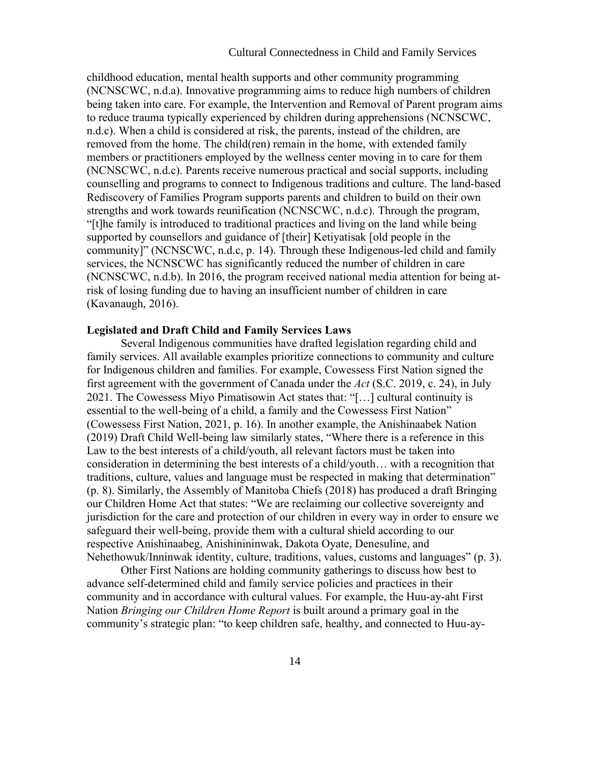childhood education, mental health supports and other community programming (NCNSCWC, n.d.a). Innovative programming aims to reduce high numbers of children being taken into care. For example, the Intervention and Removal of Parent program aims to reduce trauma typically experienced by children during apprehensions (NCNSCWC, n.d.c). When a child is considered at risk, the parents, instead of the children, are removed from the home. The child(ren) remain in the home, with extended family members or practitioners employed by the wellness center moving in to care for them (NCNSCWC, n.d.c). Parents receive numerous practical and social supports, including counselling and programs to connect to Indigenous traditions and culture. The land-based Rediscovery of Families Program supports parents and children to build on their own strengths and work towards reunification (NCNSCWC, n.d.c). Through the program, "[t]he family is introduced to traditional practices and living on the land while being supported by counsellors and guidance of [their] Ketiyatisak [old people in the community]" (NCNSCWC, n.d.c, p. 14). Through these Indigenous-led child and family services, the NCNSCWC has significantly reduced the number of children in care (NCNSCWC, n.d.b). In 2016, the program received national media attention for being at-risk of losing funding due to having an insufficient number of children in care (Kavanaugh, 2016).

**Legislated and Draft Child and Family Services Laws**

Several Indigenous communities have drafted legislation regarding child and family services. All available examples prioritize connections to community and culture for Indigenous children and families. For example, Cowessess First Nation signed the first agreement with the government of Canada under the *Act* (S.C. 2019, c. 24), in July 2021. The Cowessess Miyo Pimatisowin Act states that: "[…] cultural continuity is essential to the well-being of a child, a family and the Cowessess First Nation" (Cowessess First Nation, 2021, p. 16). In another example, the Anishinaabek Nation (2019) Draft Child Well-being law similarly states, "Where there is a reference in this Law to the best interests of a child/youth, all relevant factors must be taken into consideration in determining the best interests of a child/youth… with a recognition that traditions, culture, values and language must be respected in making that determination" (p. 8). Similarly, the Assembly of Manitoba Chiefs (2018) has produced a draft Bringing our Children Home Act that states: "We are reclaiming our collective sovereignty and jurisdiction for the care and protection of our children in every way in order to ensure we safeguard their well-being, provide them with a cultural shield according to our respective Anishinaabeg, Anishininiwak, Dakota Oyate, Denesuline, and Nehethowuk/Inninwak identity, culture, traditions, values, customs and languages" (p. 3).

Other First Nations are holding community gatherings to discuss how best to advance self-determined child and family service policies and practices in their community and in accordance with cultural values. For example, the Huu-ay-aht First Nation *Bringing our Children Home Report* is built around a primary goal in the community's strategic plan: "to keep children safe, healthy, and connected to Huu-ay-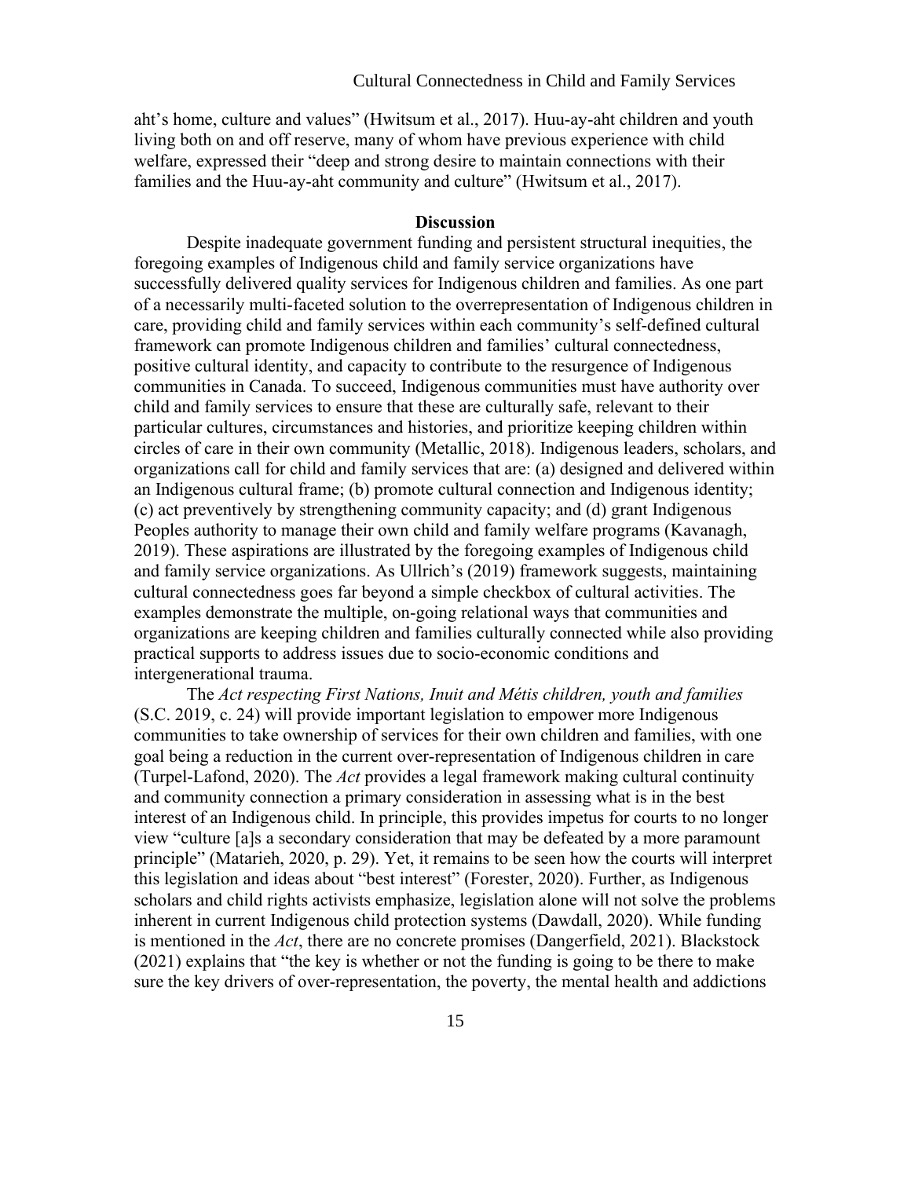aht's home, culture and values" (Hwitsum et al., 2017). Huu-ay-aht children and youth living both on and off reserve, many of whom have previous experience with child welfare, expressed their "deep and strong desire to maintain connections with their families and the Huu-ay-aht community and culture" (Hwitsum et al., 2017).

## Discussion

Despite inadequate government funding and persistent structural inequities, the foregoing examples of Indigenous child and family service organizations have successfully delivered quality services for Indigenous children and families. As one part of a necessarily multi-faceted solution to the overrepresentation of Indigenous children in care, providing child and family services within each community's self-defined cultural framework can promote Indigenous children and families' cultural connectedness, positive cultural identity, and capacity to contribute to the resurgence of Indigenous communities in Canada. To succeed, Indigenous communities must have authority over child and family services to ensure that these are culturally safe, relevant to their particular cultures, circumstances and histories, and prioritize keeping children within circles of care in their own community (Metallic, 2018). Indigenous leaders, scholars, and organizations call for child and family services that are: (a) designed and delivered within an Indigenous cultural frame; (b) promote cultural connection and Indigenous identity; (c) act preventively by strengthening community capacity; and (d) grant Indigenous Peoples authority to manage their own child and family welfare programs (Kavanagh, 2019). These aspirations are illustrated by the foregoing examples of Indigenous child and family service organizations. As Ullrich's (2019) framework suggests, maintaining cultural connectedness goes far beyond a simple checkbox of cultural activities. The examples demonstrate the multiple, on-going relational ways that communities and organizations are keeping children and families culturally connected while also providing practical supports to address issues due to socio-economic conditions and intergenerational trauma.

The *Act respecting First Nations, Inuit and Métis children, youth and families* (S.C. 2019, c. 24) will provide important legislation to empower more Indigenous communities to take ownership of services for their own children and families, with one goal being a reduction in the current over-representation of Indigenous children in care (Turpel-Lafond, 2020). The *Act* provides a legal framework making cultural continuity and community connection a primary consideration in assessing what is in the best interest of an Indigenous child. In principle, this provides impetus for courts to no longer view "culture [a]s a secondary consideration that may be defeated by a more paramount principle" (Matarieh, 2020, p. 29). Yet, it remains to be seen how the courts will interpret this legislation and ideas about "best interest" (Forester, 2020). Further, as Indigenous scholars and child rights activists emphasize, legislation alone will not solve the problems inherent in current Indigenous child protection systems (Dawdall, 2020). While funding is mentioned in the *Act*, there are no concrete promises (Dangerfield, 2021). Blackstock (2021) explains that "the key is whether or not the funding is going to be there to make sure the key drivers of over-representation, the poverty, the mental health and addictions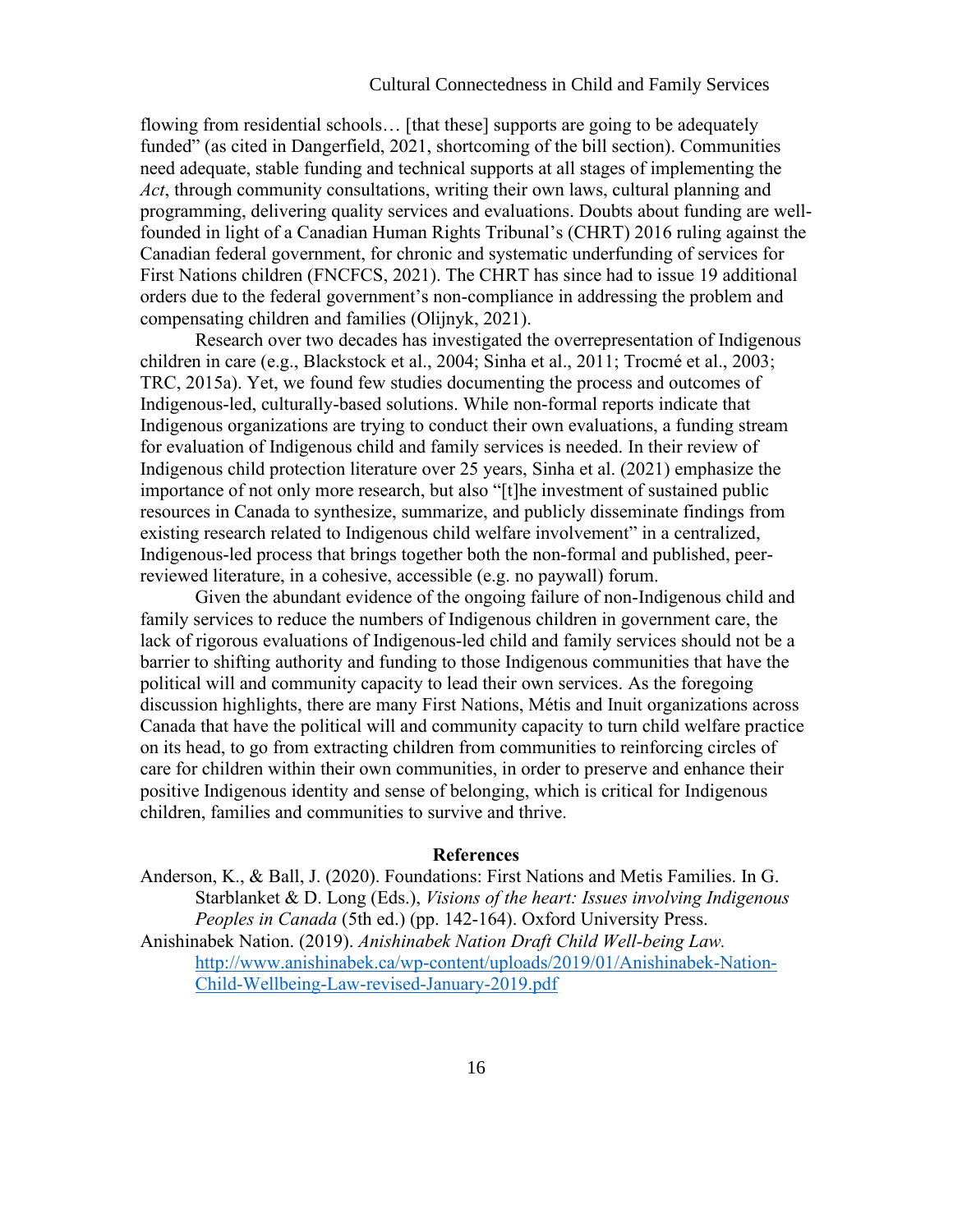flowing from residential schools… [that these] supports are going to be adequately funded" (as cited in Dangerfield, 2021, shortcoming of the bill section). Communities need adequate, stable funding and technical supports at all stages of implementing the *Act*, through community consultations, writing their own laws, cultural planning and programming, delivering quality services and evaluations. Doubts about funding are well-founded in light of a Canadian Human Rights Tribunal's (CHRT) 2016 ruling against the Canadian federal government, for chronic and systematic underfunding of services for First Nations children (FNCFCS, 2021). The CHRT has since had to issue 19 additional orders due to the federal government's non-compliance in addressing the problem and compensating children and families (Olijnyk, 2021).

Research over two decades has investigated the overrepresentation of Indigenous children in care (e.g., Blackstock et al., 2004; Sinha et al., 2011; Trocmé et al., 2003; TRC, 2015a). Yet, we found few studies documenting the process and outcomes of Indigenous-led, culturally-based solutions. While non-formal reports indicate that Indigenous organizations are trying to conduct their own evaluations, a funding stream for evaluation of Indigenous child and family services is needed. In their review of Indigenous child protection literature over 25 years, Sinha et al. (2021) emphasize the importance of not only more research, but also "[t]he investment of sustained public resources in Canada to synthesize, summarize, and publicly disseminate findings from existing research related to Indigenous child welfare involvement" in a centralized, Indigenous-led process that brings together both the non-formal and published, peer-reviewed literature, in a cohesive, accessible (e.g. no paywall) forum.

Given the abundant evidence of the ongoing failure of non-Indigenous child and family services to reduce the numbers of Indigenous children in government care, the lack of rigorous evaluations of Indigenous-led child and family services should not be a barrier to shifting authority and funding to those Indigenous communities that have the political will and community capacity to lead their own services. As the foregoing discussion highlights, there are many First Nations, Métis and Inuit organizations across Canada that have the political will and community capacity to turn child welfare practice on its head, to go from extracting children from communities to reinforcing circles of care for children within their own communities, in order to preserve and enhance their positive Indigenous identity and sense of belonging, which is critical for Indigenous children, families and communities to survive and thrive.

## References

Anderson, K., & Ball, J. (2020). Foundations: First Nations and Metis Families. In G. Starblanket & D. Long (Eds.), *Visions of the heart: Issues involving Indigenous Peoples in Canada* (5th ed.) (pp. 142-164). Oxford University Press.

Anishinabek Nation. (2019). *Anishinabek Nation Draft Child Well-being Law.* http://www.anishinabek.ca/wp-content/uploads/2019/01/Anishinabek-Nation-Child-Wellbeing-Law-revised-January-2019.pdf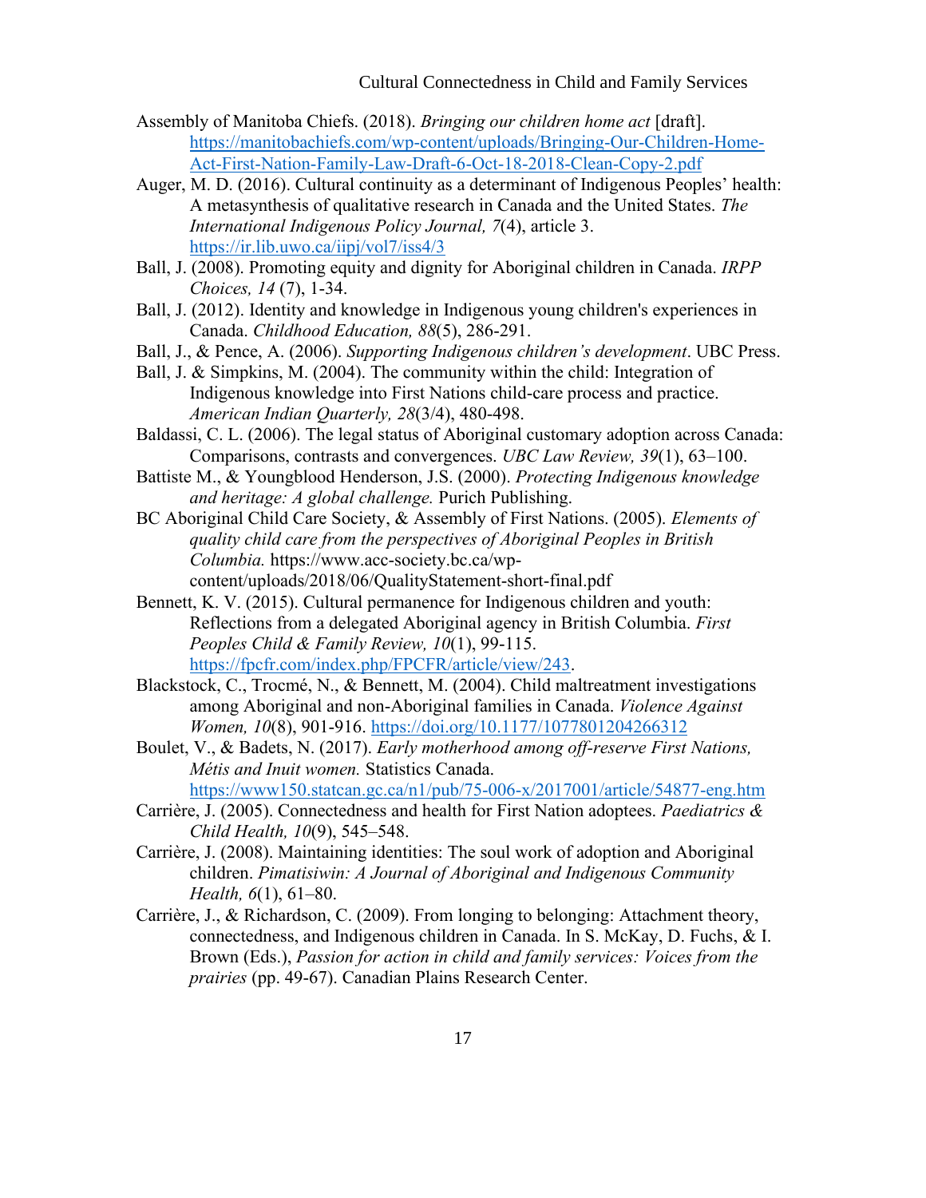Assembly of Manitoba Chiefs. (2018). *Bringing our children home act* [draft]. https://manitobachiefs.com/wp-content/uploads/Bringing-Our-Children-Home-Act-First-Nation-Family-Law-Draft-6-Oct-18-2018-Clean-Copy-2.pdf

Auger, M. D. (2016). Cultural continuity as a determinant of Indigenous Peoples' health: A metasynthesis of qualitative research in Canada and the United States. *The International Indigenous Policy Journal, 7*(4), article 3. https://ir.lib.uwo.ca/iipj/vol7/iss4/3

Ball, J. (2008). Promoting equity and dignity for Aboriginal children in Canada. *IRPP Choices, 14* (7), 1-34.

Ball, J. (2012). Identity and knowledge in Indigenous young children's experiences in Canada. *Childhood Education, 88*(5), 286-291.

Ball, J., & Pence, A. (2006). *Supporting Indigenous children's development*. UBC Press.

Ball, J. & Simpkins, M. (2004). The community within the child: Integration of Indigenous knowledge into First Nations child-care process and practice. *American Indian Quarterly, 28*(3/4), 480-498.

Baldassi, C. L. (2006). The legal status of Aboriginal customary adoption across Canada: Comparisons, contrasts and convergences. *UBC Law Review, 39*(1), 63–100.

Battiste M., & Youngblood Henderson, J.S. (2000). *Protecting Indigenous knowledge and heritage: A global challenge.* Purich Publishing.

BC Aboriginal Child Care Society, & Assembly of First Nations. (2005). *Elements of quality child care from the perspectives of Aboriginal Peoples in British Columbia.* https://www.acc-society.bc.ca/wp-content/uploads/2018/06/QualityStatement-short-final.pdf

Bennett, K. V. (2015). Cultural permanence for Indigenous children and youth: Reflections from a delegated Aboriginal agency in British Columbia. *First Peoples Child & Family Review, 10*(1), 99-115. https://fpcfr.com/index.php/FPCFR/article/view/243.

Blackstock, C., Trocmé, N., & Bennett, M. (2004). Child maltreatment investigations among Aboriginal and non-Aboriginal families in Canada. *Violence Against Women, 10*(8), 901-916. https://doi.org/10.1177/1077801204266312

Boulet, V., & Badets, N. (2017). *Early motherhood among off-reserve First Nations, Métis and Inuit women.* Statistics Canada. https://www150.statcan.gc.ca/n1/pub/75-006-x/2017001/article/54877-eng.htm

Carrière, J. (2005). Connectedness and health for First Nation adoptees. *Paediatrics & Child Health, 10*(9), 545–548.

Carrière, J. (2008). Maintaining identities: The soul work of adoption and Aboriginal children. *Pimatisiwin: A Journal of Aboriginal and Indigenous Community Health, 6*(1), 61–80.

Carrière, J., & Richardson, C. (2009). From longing to belonging: Attachment theory, connectedness, and Indigenous children in Canada. In S. McKay, D. Fuchs, & I. Brown (Eds.), *Passion for action in child and family services: Voices from the prairies* (pp. 49-67). Canadian Plains Research Center.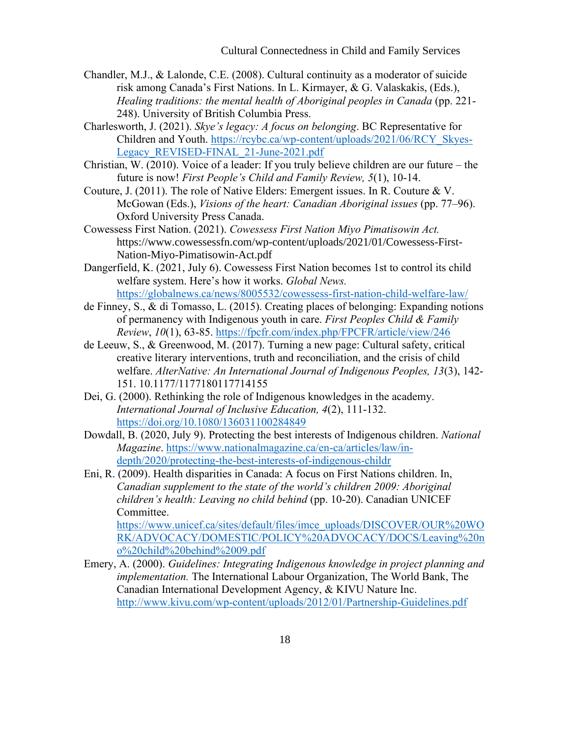Chandler, M.J., & Lalonde, C.E. (2008). Cultural continuity as a moderator of suicide risk among Canada's First Nations. In L. Kirmayer, & G. Valaskakis, (Eds.), *Healing traditions: the mental health of Aboriginal peoples in Canada* (pp. 221-248). University of British Columbia Press.

Charlesworth, J. (2021). *Skye's legacy: A focus on belonging*. BC Representative for Children and Youth. https://rcybc.ca/wp-content/uploads/2021/06/RCY_Skyes-Legacy_REVISED-FINAL_21-June-2021.pdf

Christian, W. (2010). Voice of a leader: If you truly believe children are our future – the future is now! *First People's Child and Family Review, 5*(1), 10-14.

Couture, J. (2011). The role of Native Elders: Emergent issues. In R. Couture & V. McGowan (Eds.), *Visions of the heart: Canadian Aboriginal issues* (pp. 77–96). Oxford University Press Canada.

Cowessess First Nation. (2021). *Cowessess First Nation Miyo Pimatisowin Act.* https://www.cowessessfn.com/wp-content/uploads/2021/01/Cowessess-First-Nation-Miyo-Pimatisowin-Act.pdf

Dangerfield, K. (2021, July 6). Cowessess First Nation becomes 1st to control its child welfare system. Here's how it works. *Global News.* https://globalnews.ca/news/8005532/cowessess-first-nation-child-welfare-law/

de Finney, S., & di Tomasso, L. (2015). Creating places of belonging: Expanding notions of permanency with Indigenous youth in care. *First Peoples Child & Family Review*, *10*(1), 63-85. https://fpcfr.com/index.php/FPCFR/article/view/246

de Leeuw, S., & Greenwood, M. (2017). Turning a new page: Cultural safety, critical creative literary interventions, truth and reconciliation, and the crisis of child welfare. *AlterNative: An International Journal of Indigenous Peoples, 13*(3), 142-151. 10.1177/1177180117714155

Dei, G. (2000). Rethinking the role of Indigenous knowledges in the academy. *International Journal of Inclusive Education, 4*(2), 111-132. https://doi.org/10.1080/136031100284849

Dowdall, B. (2020, July 9). Protecting the best interests of Indigenous children. *National Magazine*. https://www.nationalmagazine.ca/en-ca/articles/law/in-depth/2020/protecting-the-best-interests-of-indigenous-childr

Eni, R. (2009). Health disparities in Canada: A focus on First Nations children. In, *Canadian supplement to the state of the world's children 2009: Aboriginal children's health: Leaving no child behind* (pp. 10-20). Canadian UNICEF Committee. https://www.unicef.ca/sites/default/files/imce_uploads/DISCOVER/OUR%20WORK/ADVOCACY/DOMESTIC/POLICY%20ADVOCACY/DOCS/Leaving%20no%20child%20behind%2009.pdf

Emery, A. (2000). *Guidelines: Integrating Indigenous knowledge in project planning and implementation.* The International Labour Organization, The World Bank, The Canadian International Development Agency, & KIVU Nature Inc. http://www.kivu.com/wp-content/uploads/2012/01/Partnership-Guidelines.pdf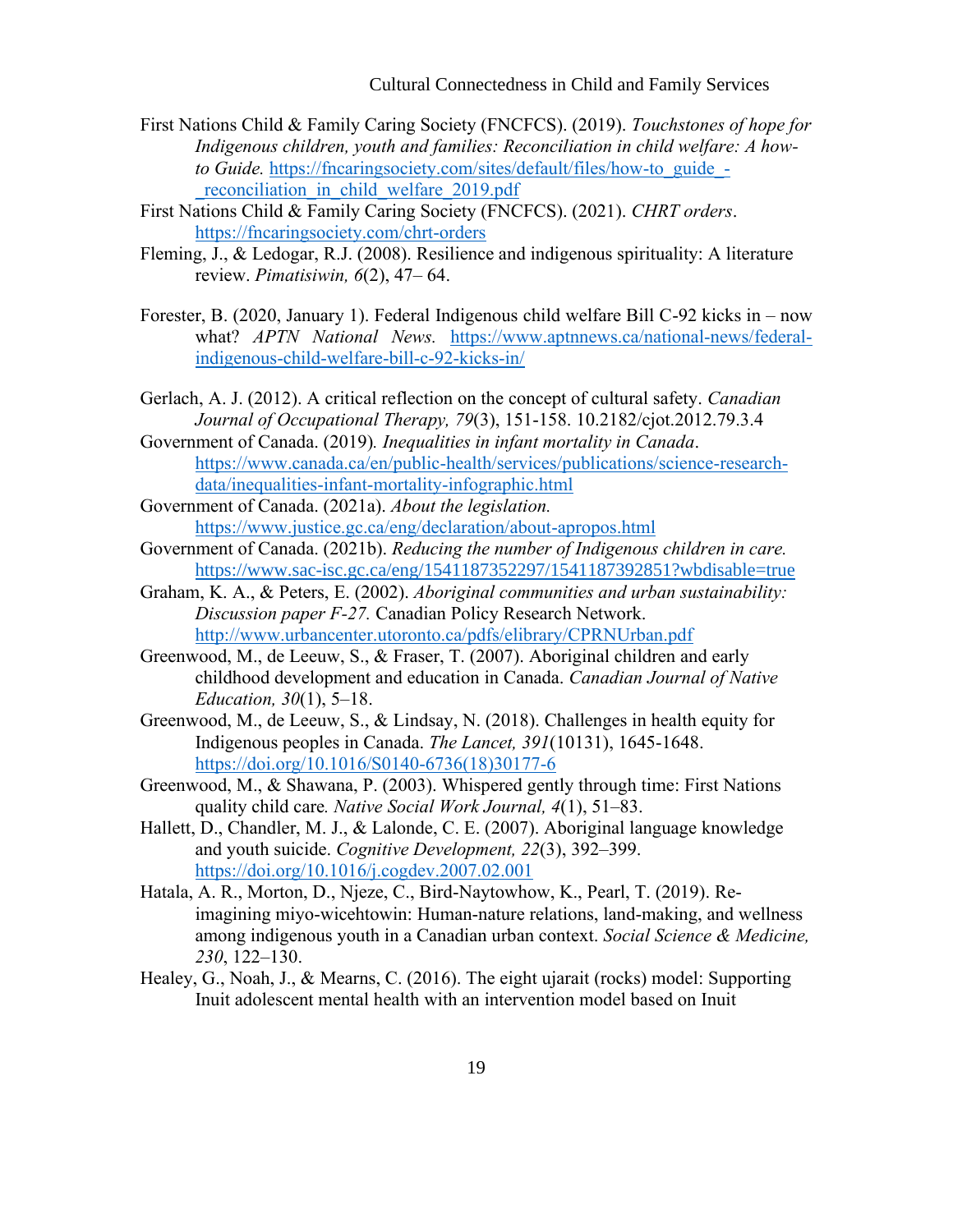First Nations Child & Family Caring Society (FNCFCS). (2019). *Touchstones of hope for Indigenous children, youth and families: Reconciliation in child welfare: A how-to Guide.* https://fncaringsociety.com/sites/default/files/how-to_guide_-_reconciliation_in_child_welfare_2019.pdf

First Nations Child & Family Caring Society (FNCFCS). (2021). *CHRT orders*. https://fncaringsociety.com/chrt-orders

Fleming, J., & Ledogar, R.J. (2008). Resilience and indigenous spirituality: A literature review. *Pimatisiwin, 6*(2), 47– 64.

Forester, B. (2020, January 1). Federal Indigenous child welfare Bill C-92 kicks in – now what? *APTN National News.* https://www.aptnnews.ca/national-news/federal-indigenous-child-welfare-bill-c-92-kicks-in/

Gerlach, A. J. (2012). A critical reflection on the concept of cultural safety. *Canadian Journal of Occupational Therapy, 79*(3), 151-158. 10.2182/cjot.2012.79.3.4

Government of Canada. (2019). *Inequalities in infant mortality in Canada*. https://www.canada.ca/en/public-health/services/publications/science-research-data/inequalities-infant-mortality-infographic.html

Government of Canada. (2021a). *About the legislation.* https://www.justice.gc.ca/eng/declaration/about-apropos.html

Government of Canada. (2021b). *Reducing the number of Indigenous children in care.* https://www.sac-isc.gc.ca/eng/1541187352297/1541187392851?wbdisable=true

Graham, K. A., & Peters, E. (2002). *Aboriginal communities and urban sustainability: Discussion paper F-27.* Canadian Policy Research Network. http://www.urbancenter.utoronto.ca/pdfs/elibrary/CPRNUrban.pdf

Greenwood, M., de Leeuw, S., & Fraser, T. (2007). Aboriginal children and early childhood development and education in Canada. *Canadian Journal of Native Education, 30*(1), 5–18.

Greenwood, M., de Leeuw, S., & Lindsay, N. (2018). Challenges in health equity for Indigenous peoples in Canada. *The Lancet, 391*(10131), 1645-1648. https://doi.org/10.1016/S0140-6736(18)30177-6

Greenwood, M., & Shawana, P. (2003). Whispered gently through time: First Nations quality child care*. Native Social Work Journal, 4*(1), 51–83.

Hallett, D., Chandler, M. J., & Lalonde, C. E. (2007). Aboriginal language knowledge and youth suicide. *Cognitive Development, 22*(3), 392–399. https://doi.org/10.1016/j.cogdev.2007.02.001

Hatala, A. R., Morton, D., Njeze, C., Bird-Naytowhow, K., Pearl, T. (2019). Re-imagining miyo-wicehtowin: Human-nature relations, land-making, and wellness among indigenous youth in a Canadian urban context. *Social Science & Medicine, 230*, 122–130.

Healey, G., Noah, J., & Mearns, C. (2016). The eight ujarait (rocks) model: Supporting Inuit adolescent mental health with an intervention model based on Inuit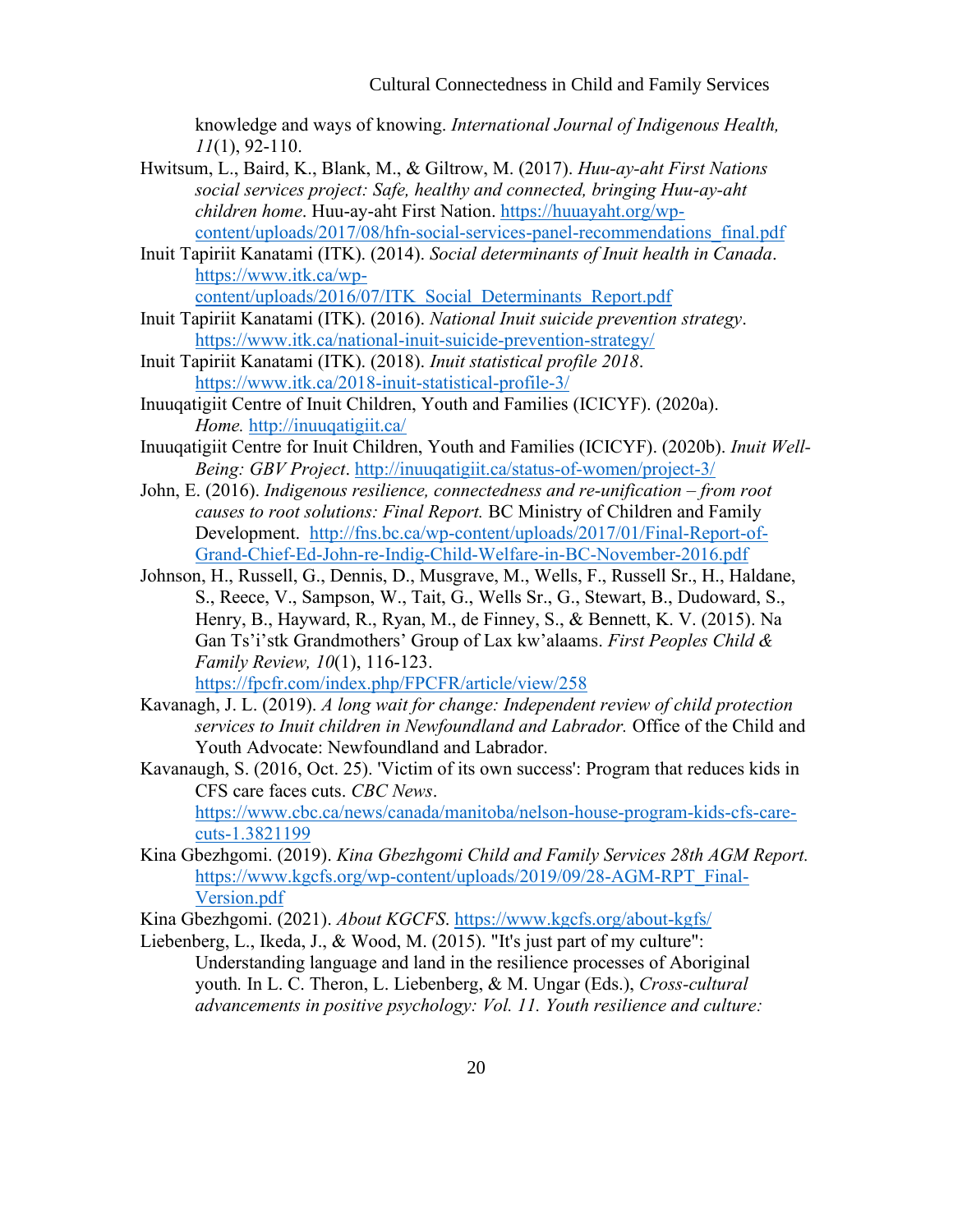knowledge and ways of knowing. *International Journal of Indigenous Health, 11*(1), 92-110.

Hwitsum, L., Baird, K., Blank, M., & Giltrow, M. (2017). *Huu-ay-aht First Nations social services project: Safe, healthy and connected, bringing Huu-ay-aht children home*. Huu-ay-aht First Nation. https://huuayaht.org/wp-content/uploads/2017/08/hfn-social-services-panel-recommendations_final.pdf

Inuit Tapiriit Kanatami (ITK). (2014). *Social determinants of Inuit health in Canada*. https://www.itk.ca/wp-content/uploads/2016/07/ITK_Social_Determinants_Report.pdf

Inuit Tapiriit Kanatami (ITK). (2016). *National Inuit suicide prevention strategy*. https://www.itk.ca/national-inuit-suicide-prevention-strategy/

Inuit Tapiriit Kanatami (ITK). (2018). *Inuit statistical profile 2018*. https://www.itk.ca/2018-inuit-statistical-profile-3/

Inuuqatigiit Centre of Inuit Children, Youth and Families (ICICYF). (2020a). *Home.* http://inuuqatigiit.ca/

Inuuqatigiit Centre for Inuit Children, Youth and Families (ICICYF). (2020b). *Inuit Well-Being: GBV Project*. http://inuuqatigiit.ca/status-of-women/project-3/

John, E. (2016). *Indigenous resilience, connectedness and re-unification – from root causes to root solutions: Final Report.* BC Ministry of Children and Family Development. http://fns.bc.ca/wp-content/uploads/2017/01/Final-Report-of-Grand-Chief-Ed-John-re-Indig-Child-Welfare-in-BC-November-2016.pdf

Johnson, H., Russell, G., Dennis, D., Musgrave, M., Wells, F., Russell Sr., H., Haldane, S., Reece, V., Sampson, W., Tait, G., Wells Sr., G., Stewart, B., Dudoward, S., Henry, B., Hayward, R., Ryan, M., de Finney, S., & Bennett, K. V. (2015). Na Gan Ts'i'stk Grandmothers' Group of Lax kw'alaams. *First Peoples Child & Family Review, 10*(1), 116-123. https://fpcfr.com/index.php/FPCFR/article/view/258

Kavanagh, J. L. (2019). *A long wait for change: Independent review of child protection services to Inuit children in Newfoundland and Labrador.* Office of the Child and Youth Advocate: Newfoundland and Labrador.

Kavanaugh, S. (2016, Oct. 25). 'Victim of its own success': Program that reduces kids in CFS care faces cuts. *CBC News*. https://www.cbc.ca/news/canada/manitoba/nelson-house-program-kids-cfs-care-cuts-1.3821199

Kina Gbezhgomi. (2019). *Kina Gbezhgomi Child and Family Services 28th AGM Report.* https://www.kgcfs.org/wp-content/uploads/2019/09/28-AGM-RPT_Final-Version.pdf

Kina Gbezhgomi. (2021). *About KGCFS.* https://www.kgcfs.org/about-kgfs/

Liebenberg, L., Ikeda, J., & Wood, M. (2015). "It's just part of my culture": Understanding language and land in the resilience processes of Aboriginal youth*.* In L. C. Theron, L. Liebenberg, & M. Ungar (Eds.), *Cross-cultural advancements in positive psychology: Vol. 11. Youth resilience and culture:*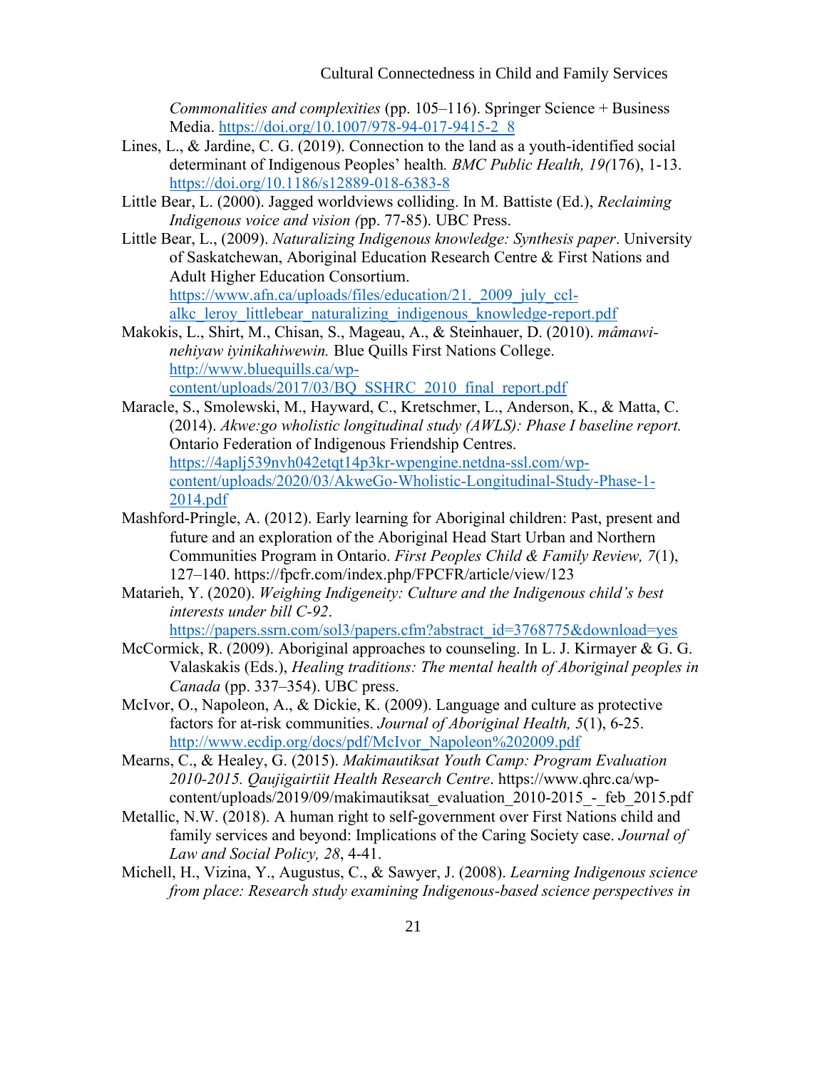*Commonalities and complexities* (pp. 105–116). Springer Science + Business Media. https://doi.org/10.1007/978-94-017-9415-2_8

Lines, L., & Jardine, C. G. (2019). Connection to the land as a youth-identified social determinant of Indigenous Peoples' health*. BMC Public Health, 19(*176), 1-13. https://doi.org/10.1186/s12889-018-6383-8

Little Bear, L. (2000). Jagged worldviews colliding. In M. Battiste (Ed.), *Reclaiming Indigenous voice and vision (*pp. 77-85). UBC Press.

Little Bear, L., (2009). *Naturalizing Indigenous knowledge: Synthesis paper*. University of Saskatchewan, Aboriginal Education Research Centre & First Nations and Adult Higher Education Consortium. https://www.afn.ca/uploads/files/education/21._2009_july_ccl-alkc_leroy_littlebear_naturalizing_indigenous_knowledge-report.pdf

Makokis, L., Shirt, M., Chisan, S., Mageau, A., & Steinhauer, D. (2010). *mâmawi-nehiyaw iyinikahiwewin.* Blue Quills First Nations College. http://www.bluequills.ca/wp-content/uploads/2017/03/BQ_SSHRC_2010_final_report.pdf

Maracle, S., Smolewski, M., Hayward, C., Kretschmer, L., Anderson, K., & Matta, C. (2014). *Akwe:go wholistic longitudinal study (AWLS): Phase I baseline report.* Ontario Federation of Indigenous Friendship Centres. https://4aplj539nvh042etqt14p3kr-wpengine.netdna-ssl.com/wp-content/uploads/2020/03/AkweGo-Wholistic-Longitudinal-Study-Phase-1-2014.pdf

Mashford-Pringle, A. (2012). Early learning for Aboriginal children: Past, present and future and an exploration of the Aboriginal Head Start Urban and Northern Communities Program in Ontario. *First Peoples Child & Family Review, 7*(1), 127–140. https://fpcfr.com/index.php/FPCFR/article/view/123

Matarieh, Y. (2020). *Weighing Indigeneity: Culture and the Indigenous child's best interests under bill C-92*. https://papers.ssrn.com/sol3/papers.cfm?abstract_id=3768775&download=yes

McCormick, R. (2009). Aboriginal approaches to counseling. In L. J. Kirmayer & G. G. Valaskakis (Eds.), *Healing traditions: The mental health of Aboriginal peoples in Canada* (pp. 337–354). UBC press.

McIvor, O., Napoleon, A., & Dickie, K. (2009). Language and culture as protective factors for at-risk communities. *Journal of Aboriginal Health, 5*(1), 6-25. http://www.ecdip.org/docs/pdf/McIvor_Napoleon%202009.pdf

Mearns, C., & Healey, G. (2015). *Makimautiksat Youth Camp: Program Evaluation 2010-2015. Qaujigaartiit Health Research Centre*. https://www.qhrc.ca/wp-content/uploads/2019/09/makimautiksat_evaluation_2010-2015_-_feb_2015.pdf

Metallic, N.W. (2018). A human right to self-government over First Nations child and family services and beyond: Implications of the Caring Society case. *Journal of Law and Social Policy, 28*, 4-41.

Michell, H., Vizina, Y., Augustus, C., & Sawyer, J. (2008). *Learning Indigenous science from place: Research study examining Indigenous-based science perspectives in*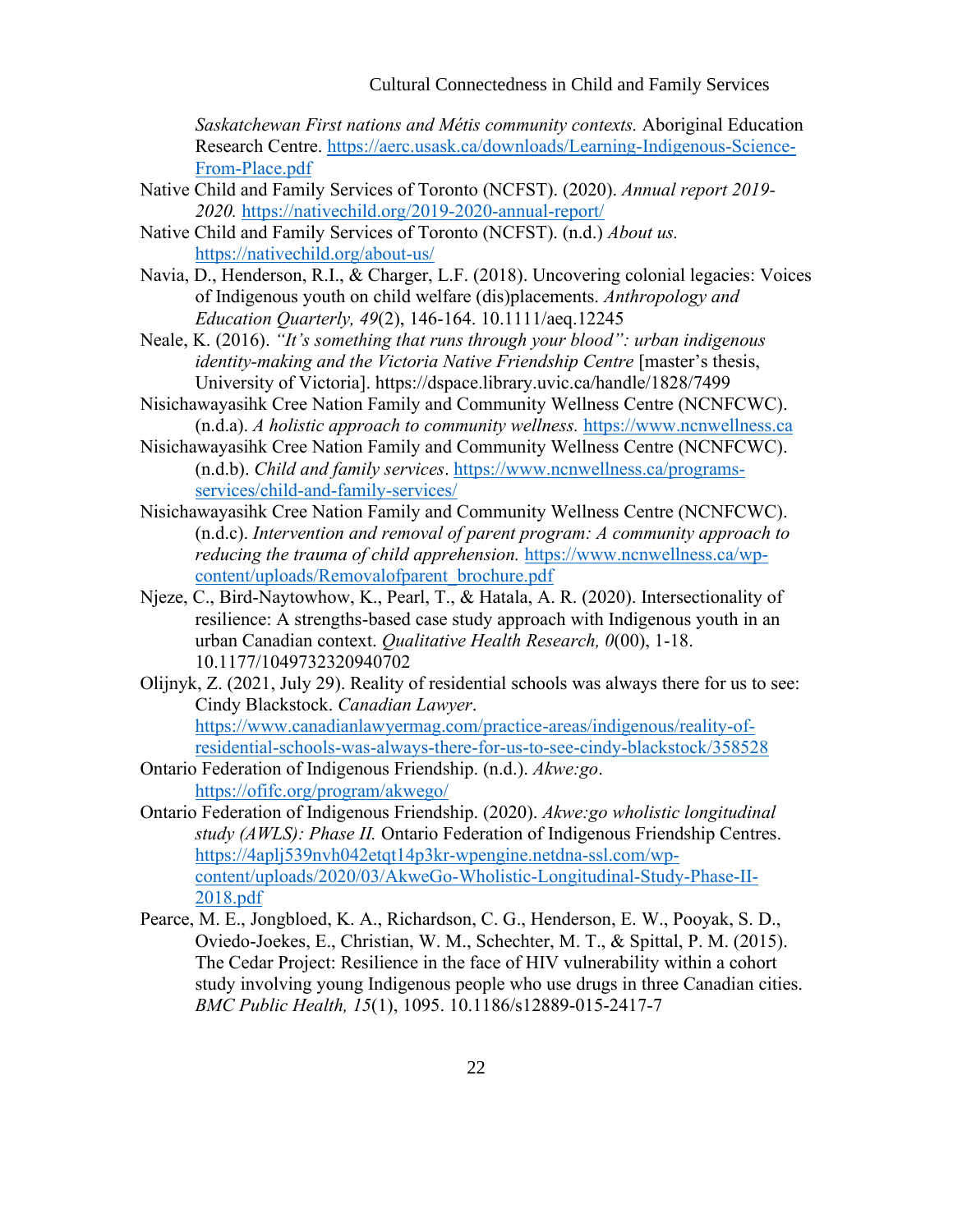*Saskatchewan First nations and Métis community contexts.* Aboriginal Education Research Centre. https://aerc.usask.ca/downloads/Learning-Indigenous-Science-From-Place.pdf

Native Child and Family Services of Toronto (NCFST). (2020). *Annual report 2019-2020.* https://nativechild.org/2019-2020-annual-report/

Native Child and Family Services of Toronto (NCFST). (n.d.) *About us.* https://nativechild.org/about-us/

Navia, D., Henderson, R.I., & Charger, L.F. (2018). Uncovering colonial legacies: Voices of Indigenous youth on child welfare (dis)placements. *Anthropology and Education Quarterly, 49*(2), 146-164. 10.1111/aeq.12245

Neale, K. (2016). *"It's something that runs through your blood": urban indigenous identity-making and the Victoria Native Friendship Centre* [master's thesis, University of Victoria]. https://dspace.library.uvic.ca/handle/1828/7499

Nisichawayasihk Cree Nation Family and Community Wellness Centre (NCNFCWC). (n.d.a). *A holistic approach to community wellness.* https://www.ncnwellness.ca

Nisichawayasihk Cree Nation Family and Community Wellness Centre (NCNFCWC). (n.d.b). *Child and family services*. https://www.ncnwellness.ca/programs-services/child-and-family-services/

Nisichawayasihk Cree Nation Family and Community Wellness Centre (NCNFCWC). (n.d.c). *Intervention and removal of parent program: A community approach to reducing the trauma of child apprehension.* https://www.ncnwellness.ca/wp-content/uploads/Removalofparent_brochure.pdf

Njeze, C., Bird-Naytowhow, K., Pearl, T., & Hatala, A. R. (2020). Intersectionality of resilience: A strengths-based case study approach with Indigenous youth in an urban Canadian context. *Qualitative Health Research, 0*(00), 1-18. 10.1177/1049732320940702

Olijnyk, Z. (2021, July 29). Reality of residential schools was always there for us to see: Cindy Blackstock. *Canadian Lawyer*. https://www.canadianlawyermag.com/practice-areas/indigenous/reality-of-residential-schools-was-always-there-for-us-to-see-cindy-blackstock/358528

Ontario Federation of Indigenous Friendship. (n.d.). *Akwe:go*. https://ofifc.org/program/akwego/

Ontario Federation of Indigenous Friendship. (2020). *Akwe:go wholistic longitudinal study (AWLS): Phase II.* Ontario Federation of Indigenous Friendship Centres. https://4aplj539nvh042etqt14p3kr-wpengine.netdna-ssl.com/wp-content/uploads/2020/03/AkweGo-Wholistic-Longitudinal-Study-Phase-II-2018.pdf

Pearce, M. E., Jongbloed, K. A., Richardson, C. G., Henderson, E. W., Pooyak, S. D., Oviedo-Joekes, E., Christian, W. M., Schechter, M. T., & Spittal, P. M. (2015). The Cedar Project: Resilience in the face of HIV vulnerability within a cohort study involving young Indigenous people who use drugs in three Canadian cities. *BMC Public Health, 15*(1), 1095. 10.1186/s12889-015-2417-7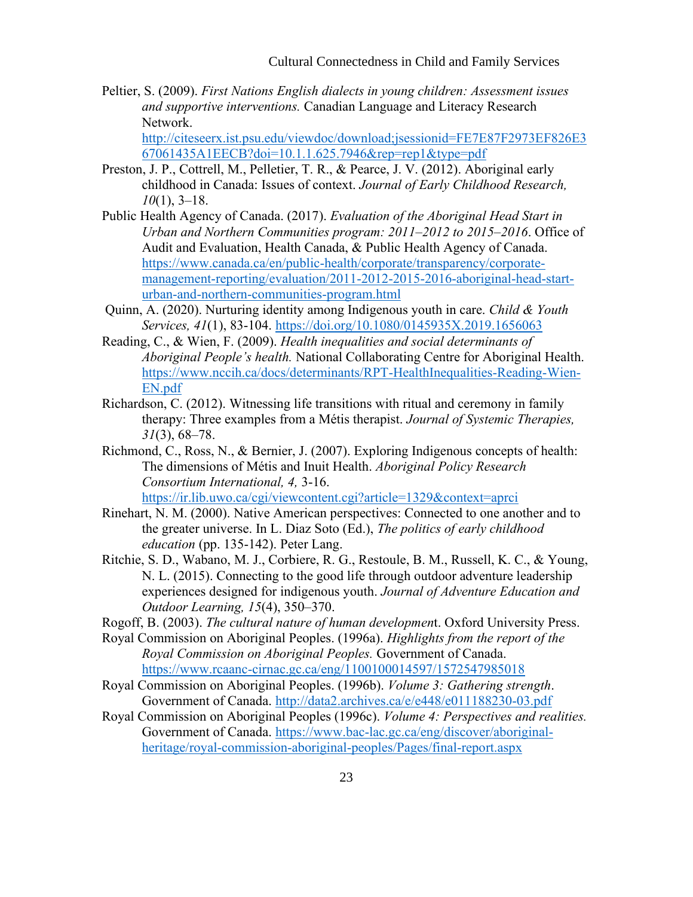Peltier, S. (2009). *First Nations English dialects in young children: Assessment issues and supportive interventions.* Canadian Language and Literacy Research Network. http://citeseerx.ist.psu.edu/viewdoc/download;jsessionid=FE7E87F2973EF826E367061435A1EECB?doi=10.1.1.625.7946&rep=rep1&type=pdf

Preston, J. P., Cottrell, M., Pelletier, T. R., & Pearce, J. V. (2012). Aboriginal early childhood in Canada: Issues of context. *Journal of Early Childhood Research, 10*(1), 3–18.

Public Health Agency of Canada. (2017). *Evaluation of the Aboriginal Head Start in Urban and Northern Communities program: 2011–2012 to 2015–2016*. Office of Audit and Evaluation, Health Canada, & Public Health Agency of Canada. https://www.canada.ca/en/public-health/corporate/transparency/corporate-management-reporting/evaluation/2011-2012-2015-2016-aboriginal-head-start-urban-and-northern-communities-program.html

Quinn, A. (2020). Nurturing identity among Indigenous youth in care. *Child & Youth Services, 41*(1), 83-104. https://doi.org/10.1080/0145935X.2019.1656063

Reading, C., & Wien, F. (2009). *Health inequalities and social determinants of Aboriginal People's health.* National Collaborating Centre for Aboriginal Health. https://www.nccih.ca/docs/determinants/RPT-HealthInequalities-Reading-Wien-EN.pdf

Richardson, C. (2012). Witnessing life transitions with ritual and ceremony in family therapy: Three examples from a Métis therapist. *Journal of Systemic Therapies, 31*(3), 68–78.

Richmond, C., Ross, N., & Bernier, J. (2007). Exploring Indigenous concepts of health: The dimensions of Métis and Inuit Health. *Aboriginal Policy Research Consortium International, 4,* 3-16. https://ir.lib.uwo.ca/cgi/viewcontent.cgi?article=1329&context=aprci

Rinehart, N. M. (2000). Native American perspectives: Connected to one another and to the greater universe. In L. Diaz Soto (Ed.), *The politics of early childhood education* (pp. 135-142). Peter Lang.

Ritchie, S. D., Wabano, M. J., Corbiere, R. G., Restoule, B. M., Russell, K. C., & Young, N. L. (2015). Connecting to the good life through outdoor adventure leadership experiences designed for indigenous youth. *Journal of Adventure Education and Outdoor Learning, 15*(4), 350–370.

Rogoff, B. (2003). *The cultural nature of human development*. Oxford University Press.

Royal Commission on Aboriginal Peoples. (1996a). *Highlights from the report of the Royal Commission on Aboriginal Peoples.* Government of Canada. https://www.rcaanc-cirnac.gc.ca/eng/1100100014597/1572547985018

Royal Commission on Aboriginal Peoples. (1996b). *Volume 3: Gathering strength*. Government of Canada. http://data2.archives.ca/e/e448/e011188230-03.pdf

Royal Commission on Aboriginal Peoples (1996c). *Volume 4: Perspectives and realities.* Government of Canada. https://www.bac-lac.gc.ca/eng/discover/aboriginal-heritage/royal-commission-aboriginal-peoples/Pages/final-report.aspx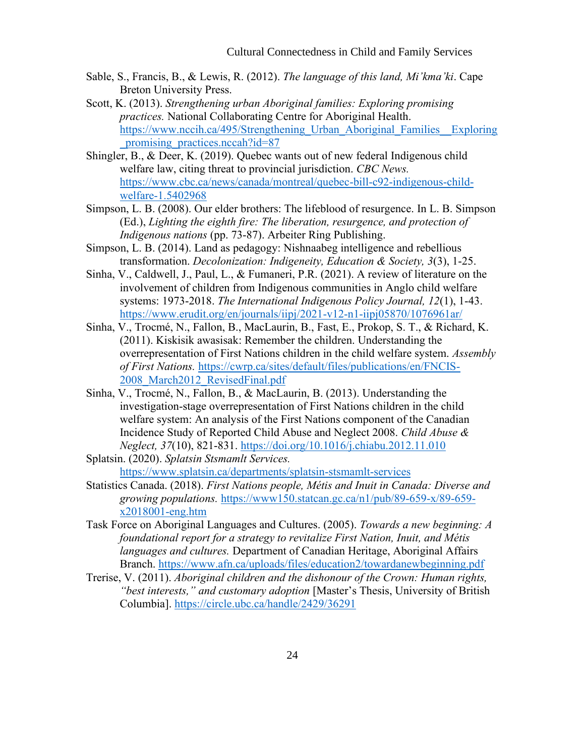Sable, S., Francis, B., & Lewis, R. (2012). *The language of this land, Mi'kma'ki*. Cape Breton University Press.

Scott, K. (2013). *Strengthening urban Aboriginal families: Exploring promising practices.* National Collaborating Centre for Aboriginal Health. https://www.nccih.ca/495/Strengthening_Urban_Aboriginal_Families__Exploring_promising_practices.nccah?id=87

Shingler, B., & Deer, K. (2019). Quebec wants out of new federal Indigenous child welfare law, citing threat to provincial jurisdiction. *CBC News.* https://www.cbc.ca/news/canada/montreal/quebec-bill-c92-indigenous-child-welfare-1.5402968

Simpson, L. B. (2008). Our elder brothers: The lifeblood of resurgence. In L. B. Simpson (Ed.), *Lighting the eighth fire: The liberation, resurgence, and protection of Indigenous nations* (pp. 73-87). Arbeiter Ring Publishing.

Simpson, L. B. (2014). Land as pedagogy: Nishnaabeg intelligence and rebellious transformation. *Decolonization: Indigeneity, Education & Society, 3*(3), 1-25.

Sinha, V., Caldwell, J., Paul, L., & Fumaneri, P.R. (2021). A review of literature on the involvement of children from Indigenous communities in Anglo child welfare systems: 1973-2018. *The International Indigenous Policy Journal, 12*(1), 1-43. https://www.erudit.org/en/journals/iipj/2021-v12-n1-iipj05870/1076961ar/

Sinha, V., Trocmé, N., Fallon, B., MacLaurin, B., Fast, E., Prokop, S. T., & Richard, K. (2011). Kiskisik awasisak: Remember the children. Understanding the overrepresentation of First Nations children in the child welfare system. *Assembly of First Nations.* https://cwrp.ca/sites/default/files/publications/en/FNCIS-2008_March2012_RevisedFinal.pdf

Sinha, V., Trocmé, N., Fallon, B., & MacLaurin, B. (2013). Understanding the investigation-stage overrepresentation of First Nations children in the child welfare system: An analysis of the First Nations component of the Canadian Incidence Study of Reported Child Abuse and Neglect 2008. *Child Abuse & Neglect, 37*(10), 821-831. https://doi.org/10.1016/j.chiabu.2012.11.010

Splatsin. (2020). *Splatsin Stsmamlt Services.* https://www.splatsin.ca/departments/splatsin-stsmamlt-services

Statistics Canada. (2018). *First Nations people, Métis and Inuit in Canada: Diverse and growing populations.* https://www150.statcan.gc.ca/n1/pub/89-659-x/89-659-x2018001-eng.htm

Task Force on Aboriginal Languages and Cultures. (2005). *Towards a new beginning: A foundational report for a strategy to revitalize First Nation, Inuit, and Métis languages and cultures.* Department of Canadian Heritage, Aboriginal Affairs Branch. https://www.afn.ca/uploads/files/education2/towardanewbeginning.pdf

Trerise, V. (2011). *Aboriginal children and the dishonour of the Crown: Human rights, "best interests," and customary adoption* [Master's Thesis, University of British Columbia]. https://circle.ubc.ca/handle/2429/36291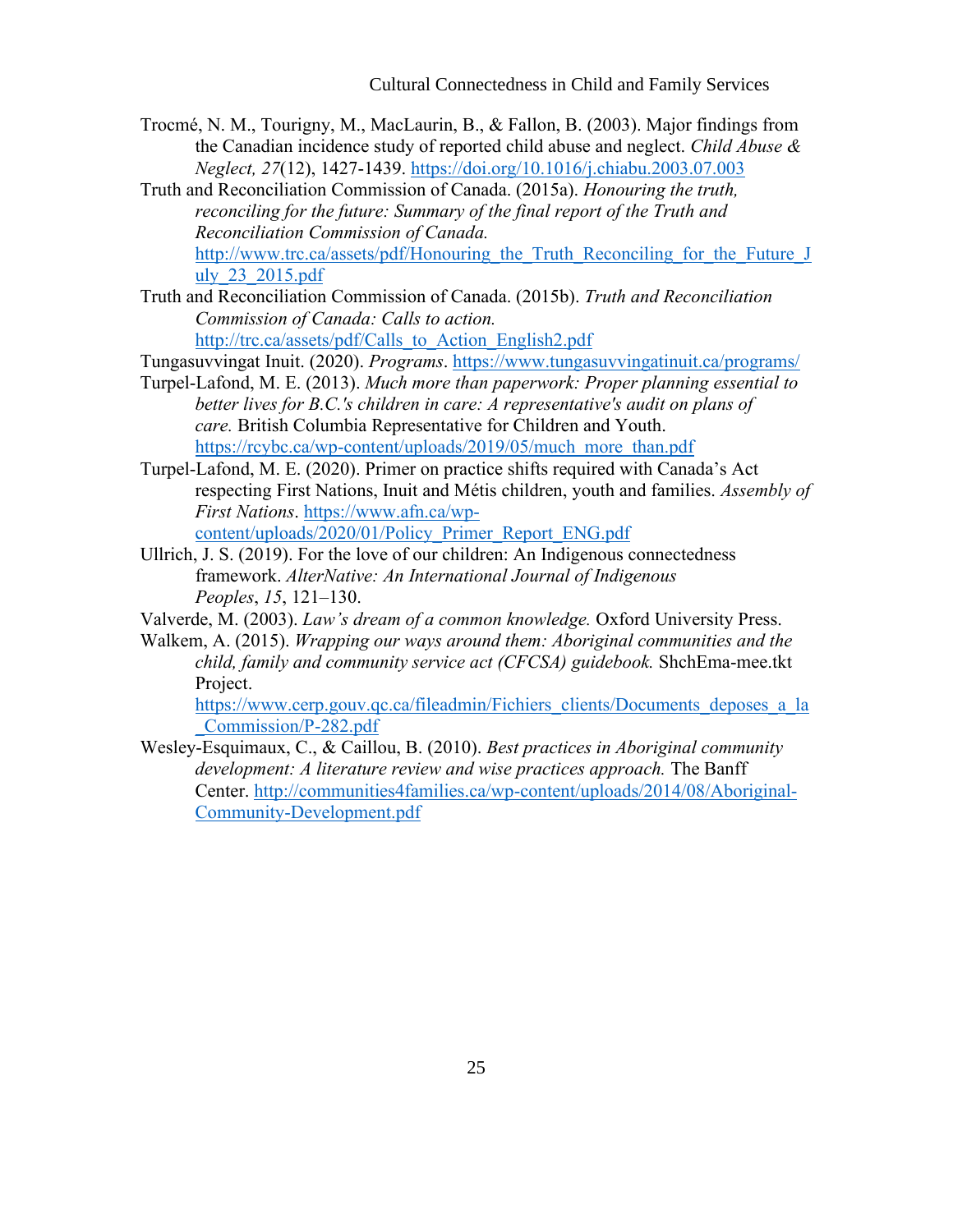Trocmé, N. M., Tourigny, M., MacLaurin, B., & Fallon, B. (2003). Major findings from the Canadian incidence study of reported child abuse and neglect. *Child Abuse & Neglect, 27*(12), 1427-1439. https://doi.org/10.1016/j.chiabu.2003.07.003

Truth and Reconciliation Commission of Canada. (2015a). *Honouring the truth, reconciling for the future: Summary of the final report of the Truth and Reconciliation Commission of Canada.* http://www.trc.ca/assets/pdf/Honouring_the_Truth_Reconciling_for_the_Future_July_23_2015.pdf

Truth and Reconciliation Commission of Canada. (2015b). *Truth and Reconciliation Commission of Canada: Calls to action.* http://trc.ca/assets/pdf/Calls_to_Action_English2.pdf

Tungasuvvingat Inuit. (2020). *Programs*. https://www.tungasuvvingatinuit.ca/programs/

Turpel-Lafond, M. E. (2013). *Much more than paperwork: Proper planning essential to better lives for B.C.'s children in care: A representative's audit on plans of care.* British Columbia Representative for Children and Youth. https://rcybc.ca/wp-content/uploads/2019/05/much_more_than.pdf

Turpel-Lafond, M. E. (2020). Primer on practice shifts required with Canada's Act respecting First Nations, Inuit and Métis children, youth and families. *Assembly of First Nations*. https://www.afn.ca/wp-content/uploads/2020/01/Policy_Primer_Report_ENG.pdf

Ullrich, J. S. (2019). For the love of our children: An Indigenous connectedness framework. *AlterNative: An International Journal of Indigenous Peoples*, *15*, 121–130.

Valverde, M. (2003). *Law's dream of a common knowledge.* Oxford University Press.

Walkem, A. (2015). *Wrapping our ways around them: Aboriginal communities and the child, family and community service act (CFCSA) guidebook.* ShchEma-mee.tkt Project. https://www.cerp.gouv.qc.ca/fileadmin/Fichiers_clients/Documents_deposes_a_la_Commission/P-282.pdf

Wesley-Esquimaux, C., & Caillou, B. (2010). *Best practices in Aboriginal community development: A literature review and wise practices approach.* The Banff Center. http://communities4families.ca/wp-content/uploads/2014/08/Aboriginal-Community-Development.pdf